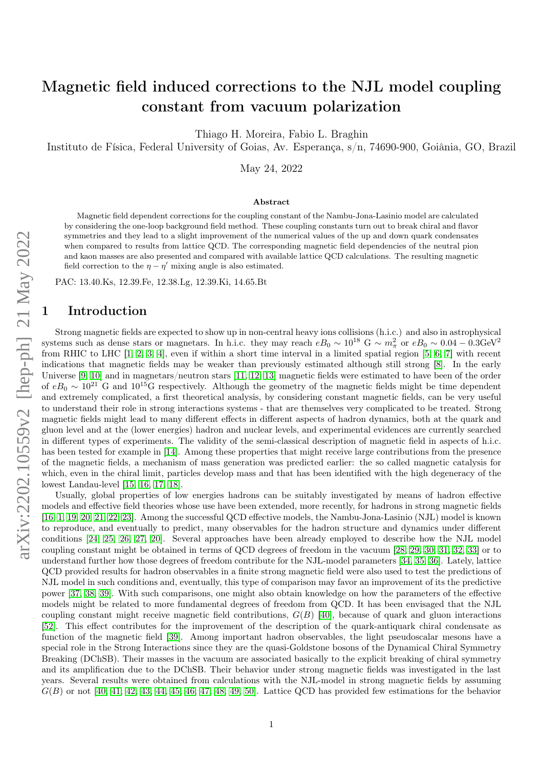# Magnetic field induced corrections to the NJL model coupling constant from vacuum polarization

Thiago H. Moreira, Fabio L. Braghin

Instituto de Física, Federal University of Goias, Av. Esperança, s/n, 74690-900, Goiânia, GO, Brazil

May 24, 2022

### Abstract

Magnetic field dependent corrections for the coupling constant of the Nambu-Jona-Lasinio model are calculated by considering the one-loop background field method. These coupling constants turn out to break chiral and flavor symmetries and they lead to a slight improvement of the numerical values of the up and down quark condensates when compared to results from lattice QCD. The corresponding magnetic field dependencies of the neutral pion and kaon masses are also presented and compared with available lattice QCD calculations. The resulting magnetic field correction to the $\eta - \eta'$ mixing angle is also estimated.

PAC: 13.40.Ks, 12.39.Fe, 12.38.Lg, 12.39.Ki, 14.65.Bt

## 1 Introduction

Strong magnetic fields are expected to show up in non-central heavy ions collisions (h.i.c.) and also in astrophysical systems such as dense stars or magnetars. In h.i.c. they may reach $eB_0 \sim 10^{18}$ G $\sim m_\pi^2$ or $eB_0 \sim 0.04 - 0.3\text{GeV}^2$ from RHIC to LHC [1, 2, 3, 4], even if within a short time interval in a limited spatial region [5, 6, 7] with recent indications that magnetic fields may be weaker than previously estimated although still strong [8]. In the early Universe [9, 10] and in magnetars/neutron stars [11, 12, 13] magnetic fields were estimated to have been of the order of $eB_0 \sim 10^{21}$ G and $10^{15}$G respectively. Although the geometry of the magnetic fields might be time dependent and extremely complicated, a first theoretical analysis, by considering constant magnetic fields, can be very useful to understand their role in strong interactions systems - that are themselves very complicated to be treated. Strong magnetic fields might lead to many different effects in different aspects of hadron dynamics, both at the quark and gluon level and at the (lower energies) hadron and nuclear levels, and experimental evidences are currently searched in different types of experiments. The validity of the semi-classical description of magnetic field in aspects of h.i.c. has been tested for example in [14]. Among these properties that might receive large contributions from the presence of the magnetic fields, a mechanism of mass generation was predicted earlier: the so called magnetic catalysis for which, even in the chiral limit, particles develop mass and that has been identified with the high degeneracy of the lowest Landau-level [15, 16, 17, 18].

Usually, global properties of low energies hadrons can be suitably investigated by means of hadron effective models and effective field theories whose use have been extended, more recently, for hadrons in strong magnetic fields [16, 1, 19, 20, 21, 22, 23]. Among the successful QCD effective models, the Nambu-Jona-Lasinio (NJL) model is known to reproduce, and eventually to predict, many observables for the hadron structure and dynamics under different conditions [24, 25, 26, 27, 20]. Several approaches have been already employed to describe how the NJL model coupling constant might be obtained in terms of QCD degrees of freedom in the vacuum [28, 29, 30, 31, 32, 33] or to understand further how those degrees of freedom contribute for the NJL-model parameters [34, 35, 36]. Lately, lattice QCD provided results for hadron observables in a finite strong magnetic field were also used to test the predictions of NJL model in such conditions and, eventually, this type of comparison may favor an improvement of its the predictive power [37, 38, 39]. With such comparisons, one might also obtain knowledge on how the parameters of the effective models might be related to more fundamental degrees of freedom from QCD. It has been envisaged that the NJL coupling constant might receive magnetic field contributions, $G(B)$ [40], because of quark and gluon interactions [52]. This effect contributes for the improvement of the description of the quark-antiquark chiral condensate as function of the magnetic field [39]. Among important hadron observables, the light pseudoscalar mesons have a special role in the Strong Interactions since they are the quasi-Goldstone bosons of the Dynamical Chiral Symmetry Breaking (DChSB). Their masses in the vacuum are associated basically to the explicit breaking of chiral symmetry and its amplification due to the DChSB. Their behavior under strong magnetic fields was investigated in the last years. Several results were obtained from calculations with the NJL-model in strong magnetic fields by assuming $G(B)$ or not [40, 41, 42, 43, 44, 45, 46, 47, 48, 49, 50]. Lattice QCD has provided few estimations for the behavior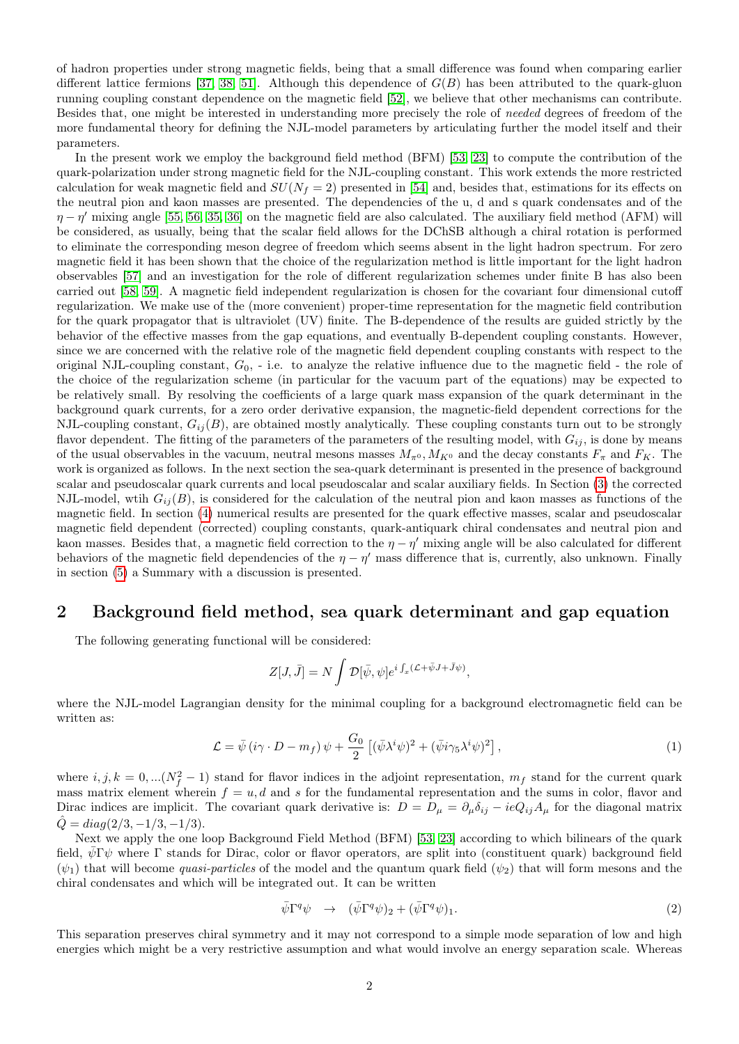of hadron properties under strong magnetic fields, being that a small difference was found when comparing earlier different lattice fermions [37, 38, 51]. Although this dependence of $G(B)$ has been attributed to the quark-gluon running coupling constant dependence on the magnetic field [52], we believe that other mechanisms can contribute. Besides that, one might be interested in understanding more precisely the role of *needed* degrees of freedom of the more fundamental theory for defining the NJL-model parameters by articulating further the model itself and their parameters.

In the present work we employ the background field method (BFM) [53, 23] to compute the contribution of the quark-polarization under strong magnetic field for the NJL-coupling constant. This work extends the more restricted calculation for weak magnetic field and $SU(N_f = 2)$ presented in [54] and, besides that, estimations for its effects on the neutral pion and kaon masses are presented. The dependencies of the u, d and s quark condensates and of the $\eta - \eta'$ mixing angle [55, 56, 35, 36] on the magnetic field are also calculated. The auxiliary field method (AFM) will be considered, as usually, being that the scalar field allows for the DChSB although a chiral rotation is performed to eliminate the corresponding meson degree of freedom which seems absent in the light hadron spectrum. For zero magnetic field it has been shown that the choice of the regularization method is little important for the light hadron observables [57] and an investigation for the role of different regularization schemes under finite B has also been carried out [58, 59]. A magnetic field independent regularization is chosen for the covariant four dimensional cutoff regularization. We make use of the (more convenient) proper-time representation for the magnetic field contribution for the quark propagator that is ultraviolet (UV) finite. The B-dependence of the results are guided strictly by the behavior of the effective masses from the gap equations, and eventually B-dependent coupling constants. However, since we are concerned with the relative role of the magnetic field dependent coupling constants with respect to the original NJL-coupling constant, $G_0$, - i.e. to analyze the relative influence due to the magnetic field - the role of the choice of the regularization scheme (in particular for the vacuum part of the equations) may be expected to be relatively small. By resolving the coefficients of a large quark mass expansion of the quark determinant in the background quark currents, for a zero order derivative expansion, the magnetic-field dependent corrections for the NJL-coupling constant, $G_{ij}(B)$, are obtained mostly analytically. These coupling constants turn out to be strongly flavor dependent. The fitting of the parameters of the parameters of the resulting model, with $G_{ij}$, is done by means of the usual observables in the vacuum, neutral mesons masses $M_{\pi^0}, M_{K^0}$ and the decay constants $F_\pi$ and $F_K$. The work is organized as follows. In the next section the sea-quark determinant is presented in the presence of background scalar and pseudoscalar quark currents and local pseudoscalar and scalar auxiliary fields. In Section (3) the corrected NJL-model, wtih $G_{ij}(B)$, is considered for the calculation of the neutral pion and kaon masses as functions of the magnetic field. In section (4) numerical results are presented for the quark effective masses, scalar and pseudoscalar magnetic field dependent (corrected) coupling constants, quark-antiquark chiral condensates and neutral pion and kaon masses. Besides that, a magnetic field correction to the $\eta - \eta'$ mixing angle will be also calculated for different behaviors of the magnetic field dependencies of the $\eta - \eta'$ mass difference that is, currently, also unknown. Finally in section (5) a Summary with a discussion is presented.

## 2 Background field method, sea quark determinant and gap equation

The following generating functional will be considered:

$$Z[J, \bar{J}] = N \int \mathcal{D}[\bar{\psi}, \psi] e^{i \int_x (\mathcal{L} + \bar{\psi} J + \bar{J} \psi)},$$

where the NJL-model Lagrangian density for the minimal coupling for a background electromagnetic field can be written as:

$$\mathcal{L} = \bar{\psi} \left( i\gamma \cdot D - m_f \right) \psi + \frac{G_0}{2} \left[ (\bar{\psi} \lambda^i \psi)^2 + (\bar{\psi} i\gamma_5 \lambda^i \psi)^2 \right], \tag{1}$$

where $i, j, k = 0, ...(N_f^2 - 1)$ stand for flavor indices in the adjoint representation, $m_f$ stand for the current quark mass matrix element wherein $f = u, d$ and $s$ for the fundamental representation and the sums in color, flavor and Dirac indices are implicit. The covariant quark derivative is: $D = D_\mu = \partial_\mu \delta_{ij} - ieQ_{ij} A_\mu$ for the diagonal matrix $\hat{Q} = diag(2/3, -1/3, -1/3)$.

Next we apply the one loop Background Field Method (BFM) [53, 23] according to which bilinears of the quark field, $\bar{\psi} \Gamma \psi$ where $\Gamma$ stands for Dirac, color or flavor operators, are split into (constituent quark) background field ($\psi_1$) that will become *quasi-particles* of the model and the quantum quark field ($\psi_2$) that will form mesons and the chiral condensates and which will be integrated out. It can be written

$$\bar{\psi} \Gamma^q \psi \quad \to \quad (\bar{\psi} \Gamma^q \psi)_2 + (\bar{\psi} \Gamma^q \psi)_1. \tag{2}$$

This separation preserves chiral symmetry and it may not correspond to a simple mode separation of low and high energies which might be a very restrictive assumption and what would involve an energy separation scale. Whereas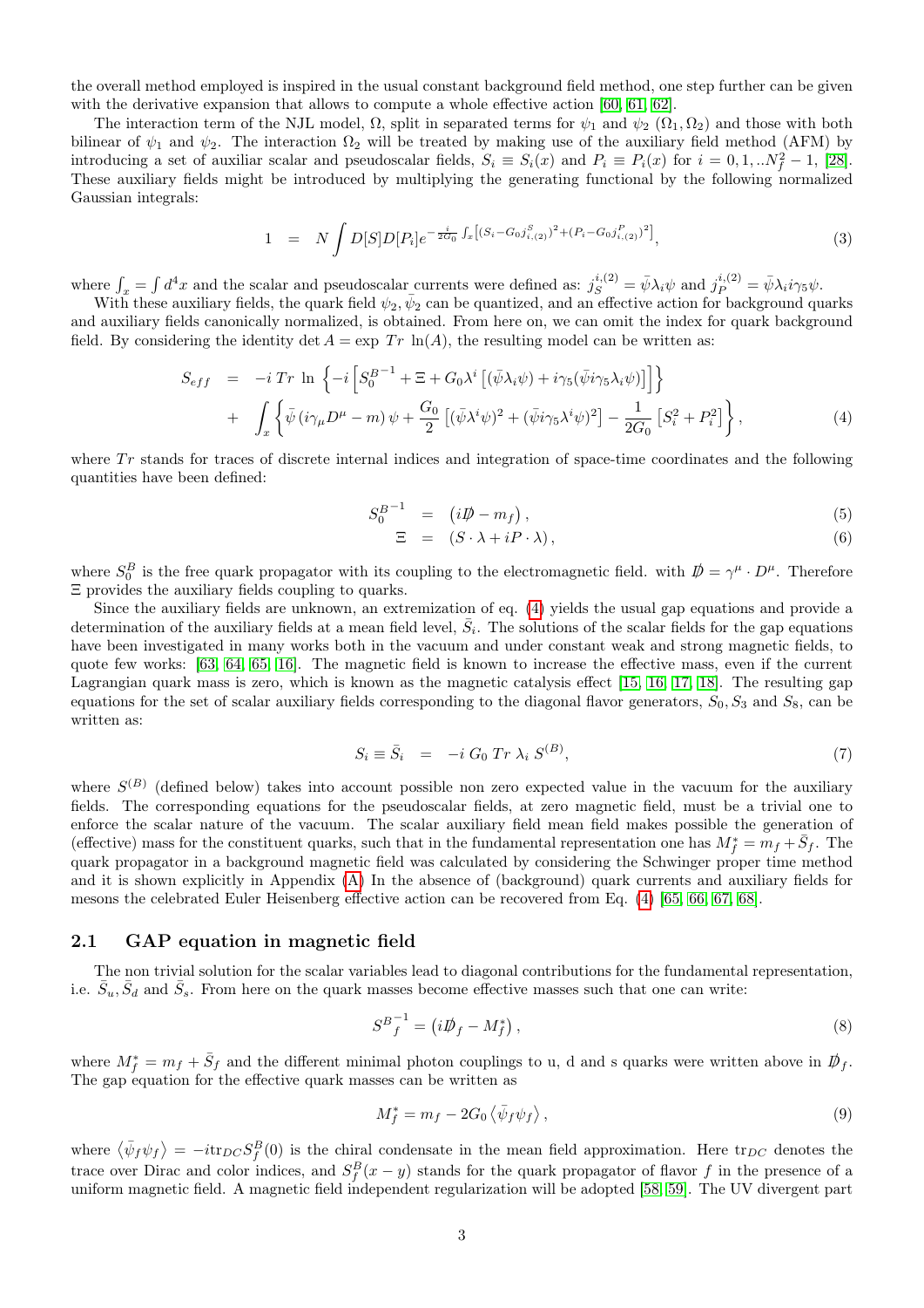the overall method employed is inspired in the usual constant background field method, one step further can be given with the derivative expansion that allows to compute a whole effective action [60, 61, 62].

The interaction term of the NJL model, $\Omega$, split in separated terms for $\psi_1$ and $\psi_2$ ($\Omega_1, \Omega_2$) and those with both bilinear of $\psi_1$ and $\psi_2$. The interaction $\Omega_2$ will be treated by making use of the auxiliary field method (AFM) by introducing a set of auxiliar scalar and pseudoscalar fields, $S_i \equiv S_i(x)$ and $P_i \equiv P_i(x)$ for $i = 0, 1, ..N_f^2 - 1$, [28]. These auxiliary fields might be introduced by multiplying the generating functional by the following normalized Gaussian integrals:

$$
1 \;\; = \;\; N \int D[S]D[P_i] e^{-\frac{i}{2G_0}\int_x \left[(S_i - G_0 j^S_{i,(2)})^2 + (P_i - G_0 j^P_{i,(2)})^2\right]}, \tag{3}
$$

where $\int_x = \int d^4x$ and the scalar and pseudoscalar currents were defined as: $j_S^{i,(2)} = \bar{\psi}\lambda_i\psi$ and $j_P^{i,(2)} = \bar{\psi}\lambda_i i\gamma_5\psi$.

With these auxiliary fields, the quark field $\psi_2, \bar{\psi}_2$ can be quantized, and an effective action for background quarks and auxiliary fields canonically normalized, is obtained. From here on, we can omit the index for quark background field. By considering the identity $\det A = \exp\, Tr\, \ln(A)$, the resulting model can be written as:

$$
\begin{aligned}
S_{eff} \;\; &= \;\; -i\, Tr\, \ln \left\{ -i \left[ S_0^{B^{-1}} + \Xi + G_0 \lambda^i \left[ (\bar{\psi}\lambda_i\psi) + i\gamma_5(\bar{\psi} i\gamma_5 \lambda_i \psi) \right] \right] \right\} \\
&+ \;\; \int_x \left\{ \bar{\psi}\left( i\gamma_\mu D^\mu - m \right)\psi + \frac{G_0}{2}\left[ (\bar{\psi}\lambda^i\psi)^2 + (\bar{\psi} i\gamma_5 \lambda^i \psi)^2 \right] - \frac{1}{2G_0}\left[ S_i^2 + P_i^2 \right] \right\},
\end{aligned} \tag{4}
$$

where $Tr$ stands for traces of discrete internal indices and integration of space-time coordinates and the following quantities have been defined:

$$
S_0^{B^{-1}} \;\; = \;\; \left( i\not{D} - m_f \right), \tag{5}
$$

$$
\Xi \;\; = \;\; \left( S\cdot\lambda + iP\cdot\lambda \right), \tag{6}
$$

where $S_0^B$ is the free quark propagator with its coupling to the electromagnetic field. with $\not{D} = \gamma^\mu \cdot D^\mu$. Therefore $\Xi$ provides the auxiliary fields coupling to quarks.

Since the auxiliary fields are unknown, an extremization of eq. (4) yields the usual gap equations and provide a determination of the auxiliary fields at a mean field level, $\bar{S}_i$. The solutions of the scalar fields for the gap equations have been investigated in many works both in the vacuum and under constant weak and strong magnetic fields, to quote few works: [63, 64, 65, 16]. The magnetic field is known to increase the effective mass, even if the current Lagrangian quark mass is zero, which is known as the magnetic catalysis effect [15, 16, 17, 18]. The resulting gap equations for the set of scalar auxiliary fields corresponding to the diagonal flavor generators, $S_0, S_3$ and $S_8$, can be written as:

$$
S_i \equiv \bar{S}_i \;\; = \;\; -i\, G_0\, Tr\, \lambda_i\, S^{(B)}, \tag{7}
$$

where $S^{(B)}$ (defined below) takes into account possible non zero expected value in the vacuum for the auxiliary fields. The corresponding equations for the pseudoscalar fields, at zero magnetic field, must be a trivial one to enforce the scalar nature of the vacuum. The scalar auxiliary field mean field makes possible the generation of (effective) mass for the constituent quarks, such that in the fundamental representation one has $M_f^* = m_f + \bar{S}_f$. The quark propagator in a background magnetic field was calculated by considering the Schwinger proper time method and it is shown explicitly in Appendix (A) In the absence of (background) quark currents and auxiliary fields for mesons the celebrated Euler Heisenberg effective action can be recovered from Eq. (4) [65, 66, 67, 68].

## 2.1 GAP equation in magnetic field

The non trivial solution for the scalar variables lead to diagonal contributions for the fundamental representation, i.e. $\bar{S}_u, \bar{S}_d$ and $\bar{S}_s$. From here on the quark masses become effective masses such that one can write:

$$
S^{B^{-1}}_f = \left( i\not{D}_f - M_f^* \right), \tag{8}
$$

where $M_f^* = m_f + \bar{S}_f$ and the different minimal photon couplings to u, d and s quarks were written above in $\not{D}_f$. The gap equation for the effective quark masses can be written as

$$
M_f^* = m_f - 2G_0 \left\langle \bar{\psi}_f \psi_f \right\rangle, \tag{9}
$$

where $\left\langle \bar{\psi}_f \psi_f \right\rangle = -i\mathrm{tr}_{DC} S_f^B(0)$ is the chiral condensate in the mean field approximation. Here $\mathrm{tr}_{DC}$ denotes the trace over Dirac and color indices, and $S_f^B(x-y)$ stands for the quark propagator of flavor $f$ in the presence of a uniform magnetic field. A magnetic field independent regularization will be adopted [58, 59]. The UV divergent part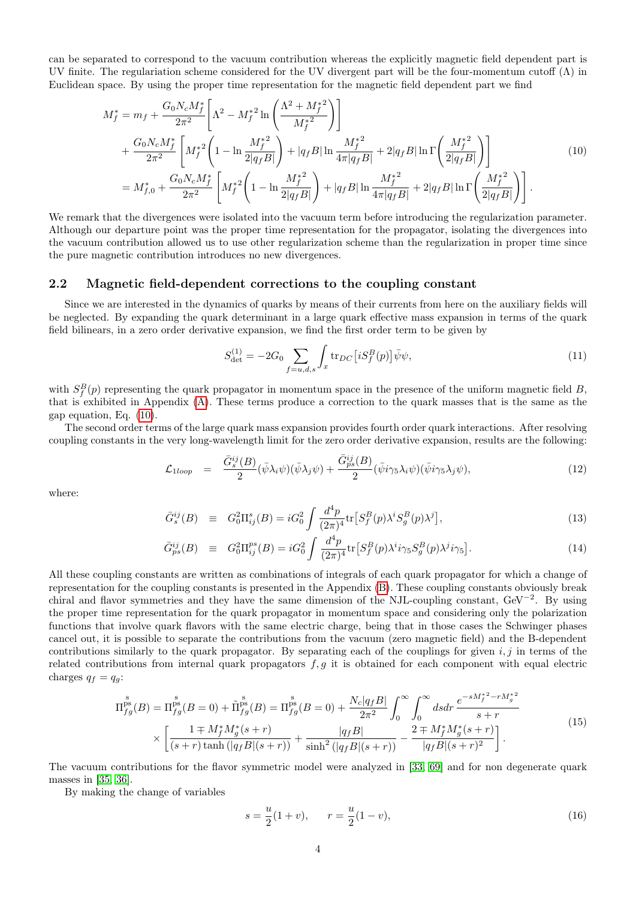can be separated to correspond to the vacuum contribution whereas the explicitly magnetic field dependent part is UV finite. The regulariation scheme considered for the UV divergent part will be the four-momentum cutoff ($\Lambda$) in Euclidean space. By using the proper time representation for the magnetic field dependent part we find

$$
\begin{aligned}
M_f^* &= m_f + \frac{G_0 N_c M_f^*}{2\pi^2}\left[\Lambda^2 - M_f^{*2}\ln\left(\frac{\Lambda^2 + M_f^{*2}}{M_f^{*2}}\right)\right] \\
&+ \frac{G_0 N_c M_f^*}{2\pi^2}\left[M_f^{*2}\left(1 - \ln\frac{M_f^{*2}}{2|q_f B|}\right) + |q_f B|\ln\frac{M_f^{*2}}{4\pi|q_f B|} + 2|q_f B|\ln\Gamma\left(\frac{M_f^{*2}}{2|q_f B|}\right)\right] \\
&= M_{f,0}^* + \frac{G_0 N_c M_f^*}{2\pi^2}\left[M_f^{*2}\left(1 - \ln\frac{M_f^{*2}}{2|q_f B|}\right) + |q_f B|\ln\frac{M_f^{*2}}{4\pi|q_f B|} + 2|q_f B|\ln\Gamma\left(\frac{M_f^{*2}}{2|q_f B|}\right)\right].
\end{aligned}
\tag{10}
$$

We remark that the divergences were isolated into the vacuum term before introducing the regularization parameter. Although our departure point was the proper time representation for the propagator, isolating the divergences into the vacuum contribution allowed us to use other regularization scheme than the regularization in proper time since the pure magnetic contribution introduces no new divergences.

## 2.2 Magnetic field-dependent corrections to the coupling constant

Since we are interested in the dynamics of quarks by means of their currents from here on the auxiliary fields will be neglected. By expanding the quark determinant in a large quark effective mass expansion in terms of the quark field bilinears, in a zero order derivative expansion, we find the first order term to be given by

$$
S_{\rm det}^{(1)} = -2G_0 \sum_{f=u,d,s}\int_x {\rm tr}_{DC}\left[iS_f^B(p)\right]\bar{\psi}\psi,
\tag{11}
$$

with $S_f^B(p)$ representing the quark propagator in momentum space in the presence of the uniform magnetic field $B$, that is exhibited in Appendix (A). These terms produce a correction to the quark masses that is the same as the gap equation, Eq. (10).

The second order terms of the large quark mass expansion provides fourth order quark interactions. After resolving coupling constants in the very long-wavelength limit for the zero order derivative expansion, results are the following:

$$
\mathcal{L}_{1loop} \;\; = \;\; \frac{\bar{G}_s^{ij}(B)}{2}(\bar{\psi}\lambda_i\psi)(\bar{\psi}\lambda_j\psi) + \frac{\bar{G}_{ps}^{ij}(B)}{2}(\bar{\psi}i\gamma_5\lambda_i\psi)(\bar{\psi}i\gamma_5\lambda_j\psi),
\tag{12}
$$

where:

$$
\bar{G}_s^{ij}(B) \;\; \equiv \;\; G_0^2\Pi_{ij}^s(B) = iG_0^2\int\frac{d^4p}{(2\pi)^4}{\rm tr}\big[S_f^B(p)\lambda^i S_g^B(p)\lambda^j\big],
\tag{13}
$$

$$
\bar{G}_{ps}^{ij}(B) \;\; \equiv \;\; G_0^2\Pi_{ij}^{ps}(B) = iG_0^2\int\frac{d^4p}{(2\pi)^4}{\rm tr}\big[S_f^B(p)\lambda^i i\gamma_5 S_g^B(p)\lambda^j i\gamma_5\big].
\tag{14}
$$

All these coupling constants are written as combinations of integrals of each quark propagator for which a change of representation for the coupling constants is presented in the Appendix (B). These coupling constants obviously break chiral and flavor symmetries and they have the same dimension of the NJL-coupling constant, GeV$^{-2}$. By using the proper time representation for the quark propagator in momentum space and considering only the polarization functions that involve quark flavors with the same electric charge, being that in those cases the Schwinger phases cancel out, it is possible to separate the contributions from the vacuum (zero magnetic field) and the B-dependent contributions similarly to the quark propagator. By separating each of the couplings for given $i,j$ in terms of the related contributions from internal quark propagators $f,g$ it is obtained for each component with equal electric charges $q_f = q_g$:

$$
\begin{aligned}
\Pi_{fg}^{\overset{\rm s}{\rm ps}}(B) = \Pi_{fg}^{\overset{\rm s}{\rm ps}}(B=0) + \tilde{\Pi}_{fg}^{\overset{\rm s}{\rm ps}}(B) = \Pi_{fg}^{\overset{\rm s}{\rm ps}}(B=0) + \frac{N_c|q_f B|}{2\pi^2}\int_0^\infty\int_0^\infty ds dr\,\frac{e^{-sM_f^{*2}-rM_g^{*2}}}{s+r} \\
\times\left[\frac{1 \mp M_f^* M_g^*(s+r)}{(s+r)\tanh\left(|q_f B|(s+r)\right)} + \frac{|q_f B|}{\sinh^2\left(|q_f B|(s+r)\right)} - \frac{2 \mp M_f^* M_g^*(s+r)}{|q_f B|(s+r)^2}\right].
\end{aligned}
\tag{15}
$$

The vacuum contributions for the flavor symmetric model were analyzed in [33, 69] and for non degenerate quark masses in [35, 36].

By making the change of variables

$$
s = \frac{u}{2}(1+v), \qquad r = \frac{u}{2}(1-v),
\tag{16}
$$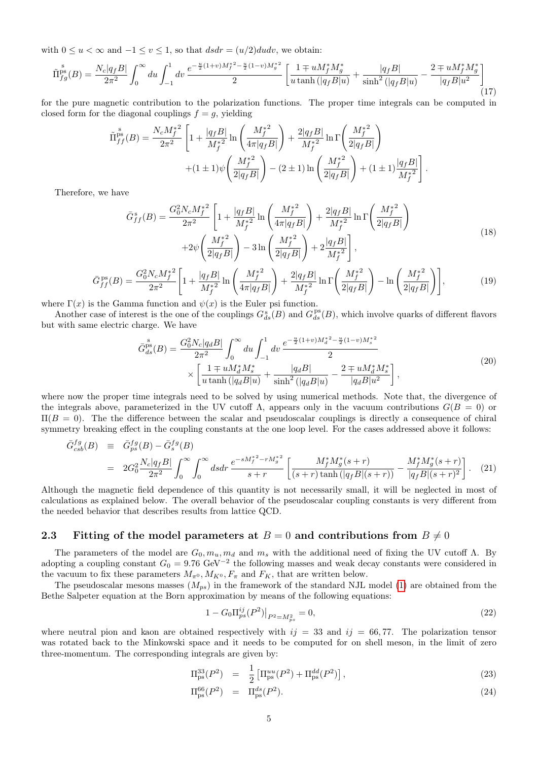with $0 \leq u < \infty$ and $-1 \leq v \leq 1$, so that $dsdr = (u/2)dudv$, we obtain:

$$
\tilde{\Pi}^{\overset{\rm s}{\rm ps}}_{fg}(B) = \frac{N_c|q_fB|}{2\pi^2}\int_0^\infty du \int_{-1}^{1} dv\, \frac{e^{-\frac{u}{2}(1+v)M_f^{*2}-\frac{u}{2}(1-v)M_g^{*2}}}{2}\left[\frac{1 \mp uM_f^*M_g^*}{u\tanh\left(|q_fB|u\right)} + \frac{|q_fB|}{\sinh^2\left(|q_fB|u\right)} - \frac{2 \mp uM_f^*M_g^*}{|q_fB|u^2}\right] \tag{17}
$$

for the pure magnetic contribution to the polarization functions. The proper time integrals can be computed in closed form for the diagonal couplings $f = g$, yielding

$$
\tilde{\Pi}^{\overset{\rm s}{\rm ps}}_{ff}(B) = \frac{N_cM_f^{*2}}{2\pi^2}\left[1 + \frac{|q_fB|}{M_f^{*2}}\ln\left(\frac{M_f^{*2}}{4\pi|q_fB|}\right) + \frac{2|q_fB|}{M_f^{*2}}\ln\Gamma\left(\frac{M_f^{*2}}{2|q_fB|}\right) \right.
$$
$$
\left. +(1\pm 1)\psi\left(\frac{M_f^{*2}}{2|q_fB|}\right) - (2\pm 1)\ln\left(\frac{M_f^{*2}}{2|q_fB|}\right) + (1\pm 1)\frac{|q_fB|}{M_f^{*2}}\right].
$$

Therefore, we have

$$
\bar{G}^{\rm s}_{ff}(B) = \frac{G_0^2N_cM_f^{*2}}{2\pi^2}\left[1 + \frac{|q_fB|}{M_f^{*2}}\ln\left(\frac{M_f^{*2}}{4\pi|q_fB|}\right) + \frac{2|q_fB|}{M_f^{*2}}\ln\Gamma\left(\frac{M_f^{*2}}{2|q_fB|}\right) \right.
$$
$$
\left. +2\psi\left(\frac{M_f^{*2}}{2|q_fB|}\right) - 3\ln\left(\frac{M_f^{*2}}{2|q_fB|}\right) + 2\frac{|q_fB|}{M_f^{*2}}\right], \tag{18}
$$

$$
\bar{G}^{\rm ps}_{ff}(B) = \frac{G_0^2N_cM_f^{*2}}{2\pi^2}\left[1 + \frac{|q_fB|}{M_f^{*2}}\ln\left(\frac{M_f^{*2}}{4\pi|q_fB|}\right) + \frac{2|q_fB|}{M_f^{*2}}\ln\Gamma\left(\frac{M_f^{*2}}{2|q_fB|}\right) - \ln\left(\frac{M_f^{*2}}{2|q_fB|}\right)\right], \tag{19}
$$

where $\Gamma(x)$ is the Gamma function and $\psi(x)$ is the Euler psi function.

Another case of interest is the one of the couplings $G^{\rm s}_{ds}(B)$ and $G^{\rm ps}_{ds}(B)$, which involve quarks of different flavors but with same electric charge. We have

$$
\bar{G}^{\overset{\rm s}{\rm ps}}_{ds}(B) = \frac{G_0^2N_c|q_dB|}{2\pi^2}\int_0^\infty du\int_{-1}^{1} dv\,\frac{e^{-\frac{u}{2}(1+v)M_d^{*2}-\frac{u}{2}(1-v)M_s^{*2}}}{2}
$$
$$
\times\left[\frac{1 \mp uM_d^*M_s^*}{u\tanh\left(|q_dB|u\right)} + \frac{|q_dB|}{\sinh^2\left(|q_dB|u\right)} - \frac{2 \mp uM_d^*M_s^*}{|q_dB|u^2}\right], \tag{20}
$$

where now the proper time integrals need to be solved by using numerical methods. Note that, the divergence of the integrals above, parameterized in the UV cutoff $\Lambda$, appears only in the vacuum contributions $G(B = 0)$ or $\Pi(B = 0)$. The the difference between the scalar and pseudoscalar couplings is directly a consequence of chiral symmetry breaking effect in the coupling constants at the one loop level. For the cases addressed above it follows:

$$
\begin{aligned}
\bar{G}^{fg}_{csb}(B) &\equiv \bar{G}^{fg}_{ps}(B) - \bar{G}^{fg}_{s}(B) \\
&= 2G_0^2\frac{N_c|q_fB|}{2\pi^2}\int_0^\infty\int_0^\infty dsdr\,\frac{e^{-sM_f^{*2}-rM_g^{*2}}}{s+r}\left[\frac{M_f^*M_g^*(s+r)}{(s+r)\tanh\left(|q_fB|(s+r)\right)} - \frac{M_f^*M_g^*(s+r)}{|q_fB|(s+r)^2}\right].
\end{aligned} \tag{21}
$$

Although the magnetic field dependence of this quantity is not necessarily small, it will be neglected in most of calculations as explained below. The overall behavior of the pseudoscalar coupling constants is very different from the needed behavior that describes results from lattice QCD.

## 2.3 Fitting of the model parameters at $B = 0$ and contributions from $B \neq 0$

The parameters of the model are $G_0, m_u, m_d$ and $m_s$ with the additional need of fixing the UV cutoff $\Lambda$. By adopting a coupling constant $G_0 = 9.76$ GeV$^{-2}$ the following masses and weak decay constants were considered in the vacuum to fix these parameters $M_{\pi^0}, M_{K^0}, F_\pi$ and $F_K$, that are written below.

The pseudoscalar mesons masses ($M_{ps}$) in the framework of the standard NJL model (1) are obtained from the Bethe Salpeter equation at the Born approximation by means of the following equations:

$$
1 - G_0\Pi^{ij}_{ps}(P^2)\big|_{P^2=M^2_{ps}} = 0, \tag{22}
$$

where neutral pion and kaon are obtained respectively with $ij = 33$ and $ij = 66, 77$. The polarization tensor was rotated back to the Minkowski space and it needs to be computed for on shell meson, in the limit of zero three-momentum. The corresponding integrals are given by:

$$
\Pi^{33}_{\rm ps}(P^2) = \frac{1}{2}\left[\Pi^{uu}_{\rm ps}(P^2) + \Pi^{dd}_{\rm ps}(P^2)\right], \tag{23}
$$

$$
\Pi^{66}_{\rm ps}(P^2) = \Pi^{ds}_{\rm ps}(P^2). \tag{24}
$$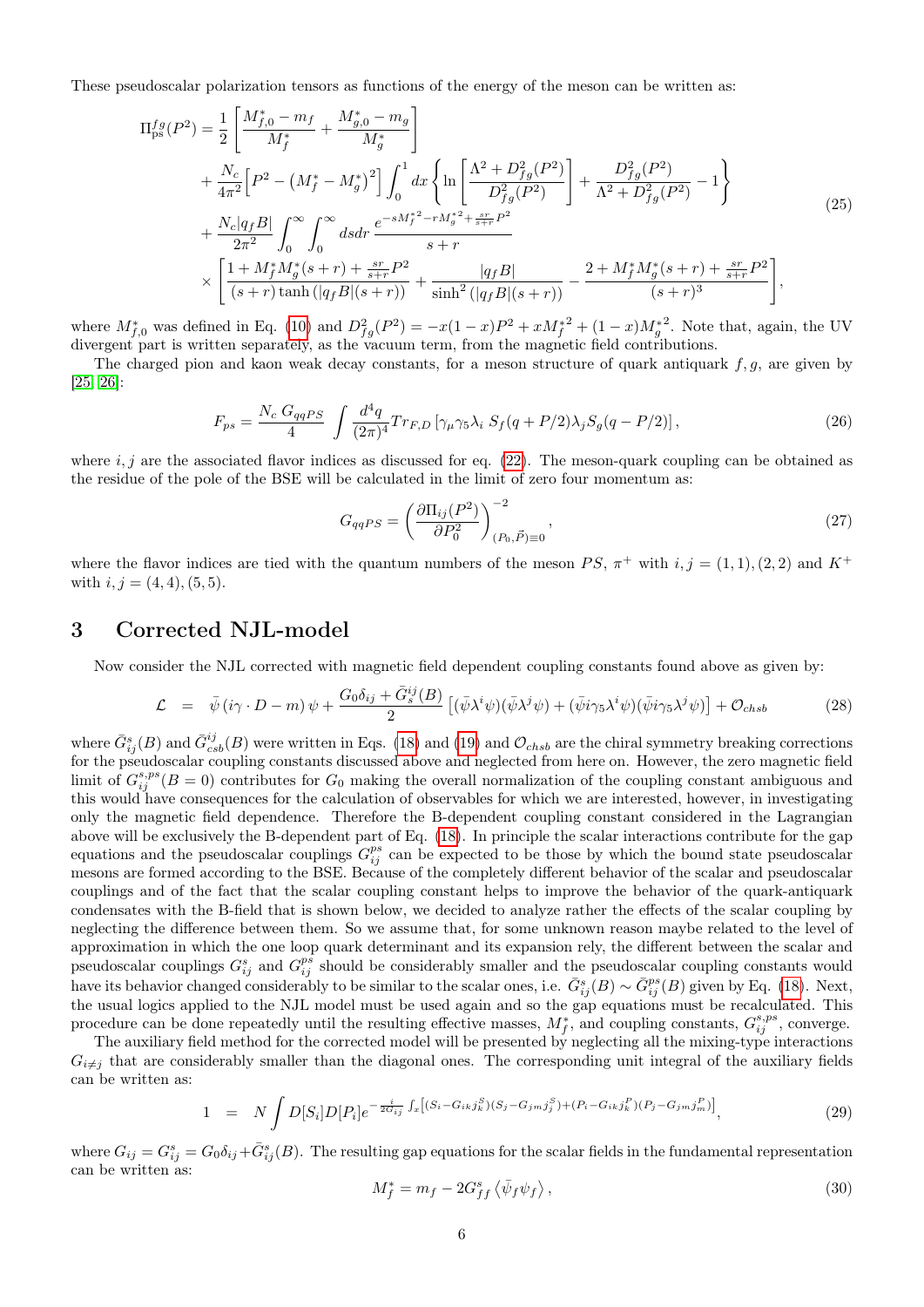These pseudoscalar polarization tensors as functions of the energy of the meson can be written as:

$$
\begin{aligned}
\Pi_{\rm ps}^{fg}(P^2) &= \frac{1}{2}\left[\frac{M_{f,0}^* - m_f}{M_f^*} + \frac{M_{g,0}^* - m_g}{M_g^*}\right] \\
&+ \frac{N_c}{4\pi^2}\Big[P^2 - \big(M_f^* - M_g^*\big)^2\Big]\int_0^1 dx \left\{ \ln\left[\frac{\Lambda^2 + D_{fg}^2(P^2)}{D_{fg}^2(P^2)}\right] + \frac{D_{fg}^2(P^2)}{\Lambda^2 + D_{fg}^2(P^2)} - 1 \right\} \\
&+ \frac{N_c |q_f B|}{2\pi^2}\int_0^\infty\int_0^\infty ds dr\, \frac{e^{-sM_f^{*2} - rM_g^{*2} + \frac{sr}{s+r}P^2}}{s+r} \\
&\times \left[\frac{1 + M_f^* M_g^*(s+r) + \frac{sr}{s+r}P^2}{(s+r)\tanh\left(|q_f B|(s+r)\right)} + \frac{|q_f B|}{\sinh^2\left(|q_f B|(s+r)\right)} - \frac{2 + M_f^* M_g^*(s+r) + \frac{sr}{s+r}P^2}{(s+r)^3}\right],
\end{aligned}
\tag{25}
$$

where $M_{f,0}^*$ was defined in Eq. (10) and $D_{fg}^2(P^2) = -x(1-x)P^2 + xM_f^{*2} + (1-x)M_g^{*2}$. Note that, again, the UV divergent part is written separately, as the vacuum term, from the magnetic field contributions.

The charged pion and kaon weak decay constants, for a meson structure of quark antiquark $f, g$, are given by [25, 26]:

$$
F_{ps} = \frac{N_c\, G_{qqPS}}{4}\int \frac{d^4q}{(2\pi)^4} Tr_{F,D}\left[\gamma_\mu\gamma_5\lambda_i\, S_f(q + P/2)\lambda_j S_g(q - P/2)\right],
\tag{26}
$$

where $i, j$ are the associated flavor indices as discussed for eq. (22). The meson-quark coupling can be obtained as the residue of the pole of the BSE will be calculated in the limit of zero four momentum as:

$$
G_{qqPS} = \left(\frac{\partial \Pi_{ij}(P^2)}{\partial P_0^2}\right)^{-2}_{(P_0, \vec{P}) \equiv 0},
\tag{27}
$$

where the flavor indices are tied with the quantum numbers of the meson $PS$, $\pi^+$ with $i, j = (1,1), (2,2)$ and $K^+$ with $i, j = (4,4), (5,5)$.

# 3 Corrected NJL-model

Now consider the NJL corrected with magnetic field dependent coupling constants found above as given by:

$$
\mathcal{L} = \bar{\psi}\left(i\gamma\cdot D - m\right)\psi + \frac{G_0\delta_{ij} + \bar{G}_s^{ij}(B)}{2}\left[(\bar{\psi}\lambda^i\psi)(\bar{\psi}\lambda^j\psi) + (\bar{\psi}i\gamma_5\lambda^i\psi)(\bar{\psi}i\gamma_5\lambda^j\psi)\right] + \mathcal{O}_{chsb}
\tag{28}
$$

where $\bar{G}_{ij}^s(B)$ and $\bar{G}_{csb}^{ij}(B)$ were written in Eqs. (18) and (19) and $\mathcal{O}_{chsb}$ are the chiral symmetry breaking corrections for the pseudoscalar coupling constants discussed above and neglected from here on. However, the zero magnetic field limit of $G_{ij}^{s,ps}(B=0)$ contributes for $G_0$ making the overall normalization of the coupling constant ambiguous and this would have consequences for the calculation of observables for which we are interested, however, in investigating only the magnetic field dependence. Therefore the B-dependent coupling constant considered in the Lagrangian above will be exclusively the B-dependent part of Eq. (18). In principle the scalar interactions contribute for the gap equations and the pseudoscalar couplings $G_{ij}^{ps}$ can be expected to be those by which the bound state pseudoscalar mesons are formed according to the BSE. Because of the completely different behavior of the scalar and pseudoscalar couplings and of the fact that the scalar coupling constant helps to improve the behavior of the quark-antiquark condensates with the B-field that is shown below, we decided to analyze rather the effects of the scalar coupling by neglecting the difference between them. So we assume that, for some unknown reason maybe related to the level of approximation in which the one loop quark determinant and its expansion rely, the different between the scalar and pseudoscalar couplings $G_{ij}^s$ and $G_{ij}^{ps}$ should be considerably smaller and the pseudoscalar coupling constants would have its behavior changed considerably to be similar to the scalar ones, i.e. $\bar{G}_{ij}^s(B) \sim \bar{G}_{ij}^{ps}(B)$ given by Eq. (18). Next, the usual logics applied to the NJL model must be used again and so the gap equations must be recalculated. This procedure can be done repeatedly until the resulting effective masses, $M_f^*$, and coupling constants, $G_{ij}^{s,ps}$, converge.

The auxiliary field method for the corrected model will be presented by neglecting all the mixing-type interactions $G_{i\neq j}$ that are considerably smaller than the diagonal ones. The corresponding unit integral of the auxiliary fields can be written as:

$$
1 = N\int D[S_i]D[P_i]e^{-\frac{i}{2G_{ij}}\int_x\left[(S_i - G_{ik}j_k^S)(S_j - G_{jm}j_j^S) + (P_i - G_{ik}j_k^P)(P_j - G_{jm}j_m^P)\right]},
\tag{29}
$$

where $G_{ij} = G_{ij}^s = G_0\delta_{ij} + \bar{G}_{ij}^s(B)$. The resulting gap equations for the scalar fields in the fundamental representation can be written as:

$$
M_f^* = m_f - 2G_{ff}^s\left\langle\bar{\psi}_f\psi_f\right\rangle,
\tag{30}
$$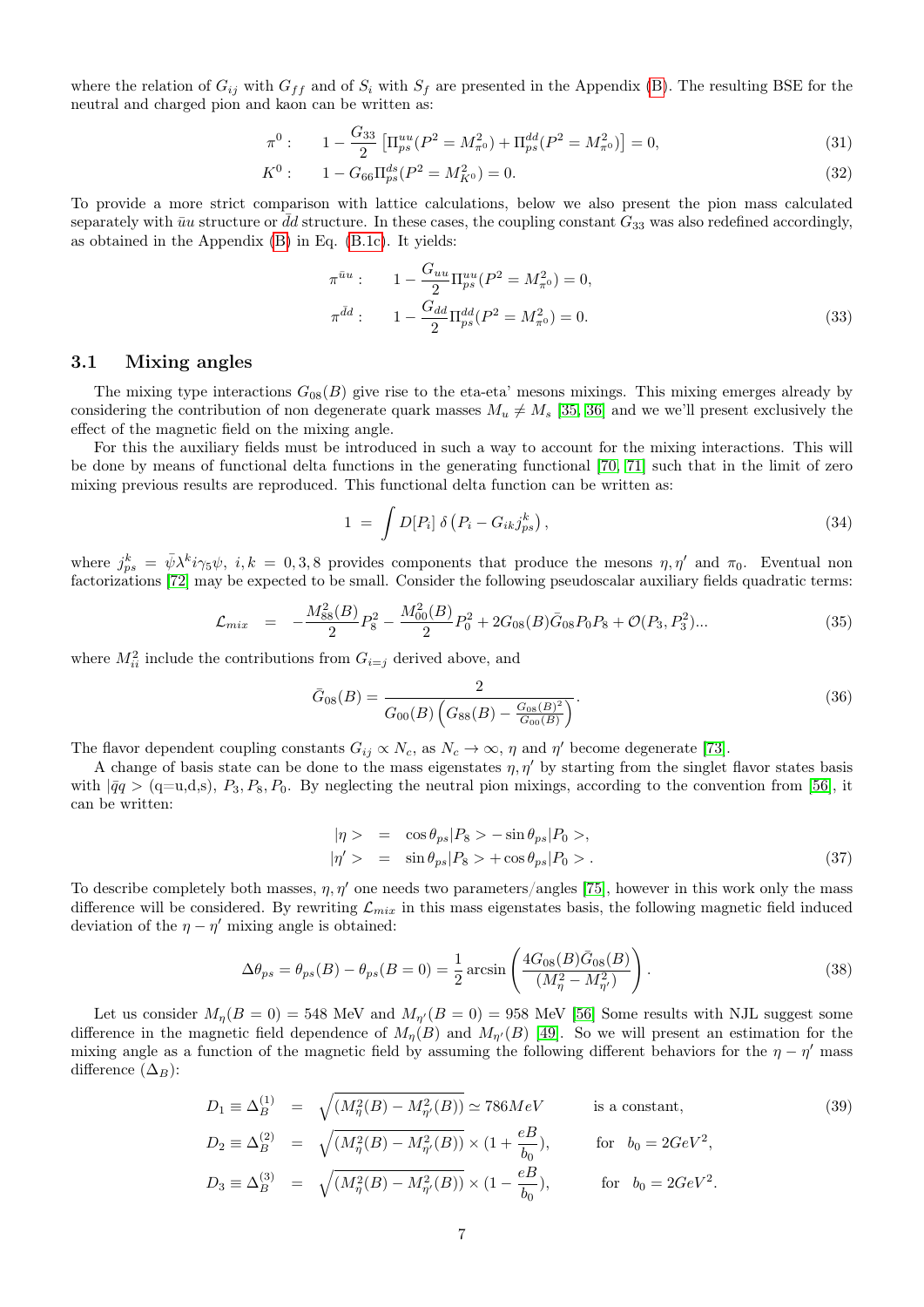where the relation of $G_{ij}$ with $G_{ff}$ and of $S_i$ with $S_f$ are presented in the Appendix (B). The resulting BSE for the neutral and charged pion and kaon can be written as:

$$\pi^0: \qquad 1 - \frac{G_{33}}{2}\left[\Pi_{ps}^{uu}(P^2 = M_{\pi^0}^2) + \Pi_{ps}^{dd}(P^2 = M_{\pi^0}^2)\right] = 0, \tag{31}$$

$$K^0: \qquad 1 - G_{66}\Pi_{ps}^{ds}(P^2 = M_{K^0}^2) = 0. \tag{32}$$

To provide a more strict comparison with lattice calculations, below we also present the pion mass calculated separately with $\bar{u}u$ structure or $\bar{d}d$ structure. In these cases, the coupling constant $G_{33}$ was also redefined accordingly, as obtained in the Appendix (B) in Eq. (B.1c). It yields:

$$\begin{aligned}
\pi^{\bar{u}u}: \qquad & 1 - \frac{G_{uu}}{2}\Pi_{ps}^{uu}(P^2 = M_{\pi^0}^2) = 0, \\
\pi^{\bar{d}d}: \qquad & 1 - \frac{G_{dd}}{2}\Pi_{ps}^{dd}(P^2 = M_{\pi^0}^2) = 0.
\end{aligned} \tag{33}$$

### 3.1 Mixing angles

The mixing type interactions $G_{08}(B)$ give rise to the eta-eta' mesons mixings. This mixing emerges already by considering the contribution of non degenerate quark masses $M_u \neq M_s$ [35, 36] and we we'll present exclusively the effect of the magnetic field on the mixing angle.

For this the auxiliary fields must be introduced in such a way to account for the mixing interactions. This will be done by means of functional delta functions in the generating functional [70, 71] such that in the limit of zero mixing previous results are reproduced. This functional delta function can be written as:

$$1 \; = \; \int D[P_i]\, \delta\left(P_i - G_{ik} j_{ps}^k\right), \tag{34}$$

where $j_{ps}^k = \bar{\psi}\lambda^k i\gamma_5\psi$, $i,k = 0,3,8$ provides components that produce the mesons $\eta, \eta'$ and $\pi_0$. Eventual non factorizations [72] may be expected to be small. Consider the following pseudoscalar auxiliary fields quadratic terms:

$$\mathcal{L}_{mix} \;\; = \;\; -\frac{M_{88}^2(B)}{2}P_8^2 - \frac{M_{00}^2(B)}{2}P_0^2 + 2G_{08}(B)\bar{G}_{08}P_0P_8 + \mathcal{O}(P_3, P_3^2)... \tag{35}$$

where $M_{ii}^2$ include the contributions from $G_{i=j}$ derived above, and

$$\bar{G}_{08}(B) = \frac{2}{G_{00}(B)\left(G_{88}(B) - \frac{G_{08}(B)^2}{G_{00}(B)}\right)}. \tag{36}$$

The flavor dependent coupling constants $G_{ij} \propto N_c$, as $N_c \to \infty$, $\eta$ and $\eta'$ become degenerate [73].

A change of basis state can be done to the mass eigenstates $\eta, \eta'$ by starting from the singlet flavor states basis with $|\bar{q}q>$ (q=u,d,s), $P_3, P_8, P_0$. By neglecting the neutral pion mixings, according to the convention from [56], it can be written:

$$\begin{aligned}
|\eta> \;\; &= \;\; \cos\theta_{ps}|P_8> - \sin\theta_{ps}|P_0>, \\
|\eta'> \;\; &= \;\; \sin\theta_{ps}|P_8> + \cos\theta_{ps}|P_0>.
\end{aligned} \tag{37}$$

To describe completely both masses, $\eta, \eta'$ one needs two parameters/angles [75], however in this work only the mass difference will be considered. By rewriting $\mathcal{L}_{mix}$ in this mass eigenstates basis, the following magnetic field induced deviation of the $\eta - \eta'$ mixing angle is obtained:

$$\Delta\theta_{ps} = \theta_{ps}(B) - \theta_{ps}(B=0) = \frac{1}{2}\arcsin\left(\frac{4G_{08}(B)\bar{G}_{08}(B)}{(M_\eta^2 - M_{\eta'}^2)}\right). \tag{38}$$

Let us consider $M_\eta(B=0) = 548$ MeV and $M_{\eta'}(B=0) = 958$ MeV [56] Some results with NJL suggest some difference in the magnetic field dependence of $M_\eta(B)$ and $M_{\eta'}(B)$ [49]. So we will present an estimation for the mixing angle as a function of the magnetic field by assuming the following different behaviors for the $\eta - \eta'$ mass difference ($\Delta_B$):

$$\begin{aligned}
D_1 \equiv \Delta_B^{(1)} \;\; &= \;\; \sqrt{(M_\eta^2(B) - M_{\eta'}^2(B))} \simeq 786 MeV \qquad && \text{is a constant,} \\
D_2 \equiv \Delta_B^{(2)} \;\; &= \;\; \sqrt{(M_\eta^2(B) - M_{\eta'}^2(B))} \times (1 + \frac{eB}{b_0}), \qquad && \text{for} \;\; b_0 = 2GeV^2, \\
D_3 \equiv \Delta_B^{(3)} \;\; &= \;\; \sqrt{(M_\eta^2(B) - M_{\eta'}^2(B))} \times (1 - \frac{eB}{b_0}), \qquad && \text{for} \;\; b_0 = 2GeV^2.
\end{aligned} \tag{39}$$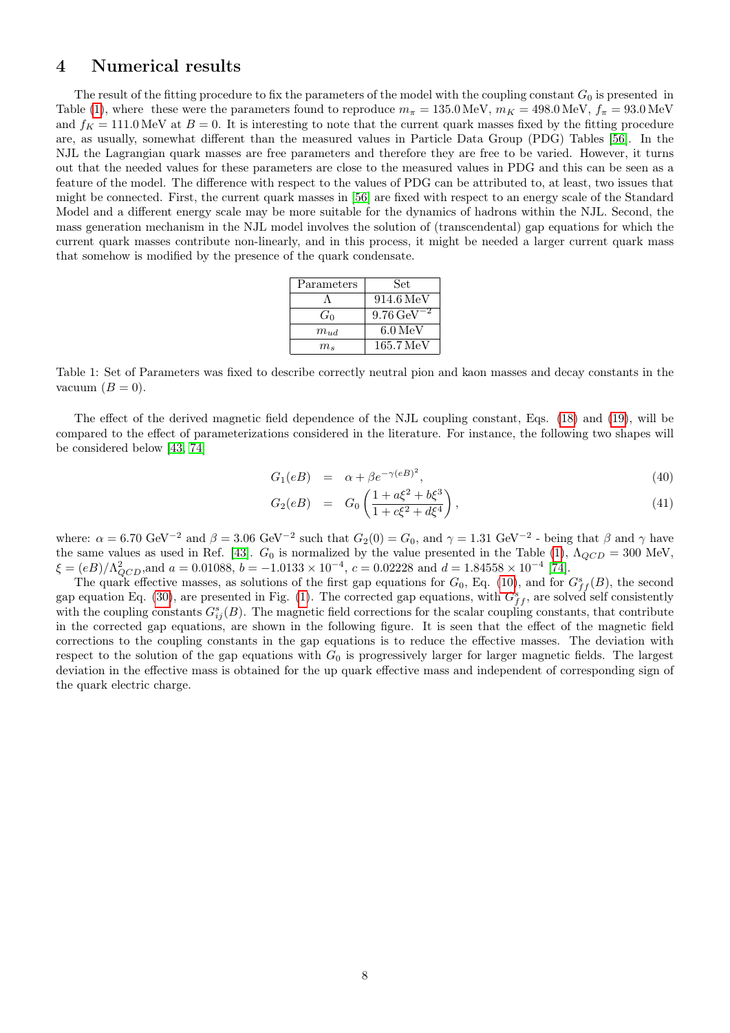## 4 Numerical results

The result of the fitting procedure to fix the parameters of the model with the coupling constant $G_0$ is presented in Table (1), where these were the parameters found to reproduce $m_\pi = 135.0\,\text{MeV}$, $m_K = 498.0\,\text{MeV}$, $f_\pi = 93.0\,\text{MeV}$ and $f_K = 111.0\,\text{MeV}$ at $B = 0$. It is interesting to note that the current quark masses fixed by the fitting procedure are, as usually, somewhat different than the measured values in Particle Data Group (PDG) Tables [56]. In the NJL the Lagrangian quark masses are free parameters and therefore they are free to be varied. However, it turns out that the needed values for these parameters are close to the measured values in PDG and this can be seen as a feature of the model. The difference with respect to the values of PDG can be attributed to, at least, two issues that might be connected. First, the current quark masses in [56] are fixed with respect to an energy scale of the Standard Model and a different energy scale may be more suitable for the dynamics of hadrons within the NJL. Second, the mass generation mechanism in the NJL model involves the solution of (transcendental) gap equations for which the current quark masses contribute non-linearly, and in this process, it might be needed a larger current quark mass that somehow is modified by the presence of the quark condensate.

| Parameters | Set |
|---|---|
| $\Lambda$ | $914.6\,\text{MeV}$ |
| $G_0$ | $9.76\,\text{GeV}^{-2}$ |
| $m_{ud}$ | $6.0\,\text{MeV}$ |
| $m_s$ | $165.7\,\text{MeV}$ |

Table 1: Set of Parameters was fixed to describe correctly neutral pion and kaon masses and decay constants in the vacuum ($B = 0$).

The effect of the derived magnetic field dependence of the NJL coupling constant, Eqs. (18) and (19), will be compared to the effect of parameterizations considered in the literature. For instance, the following two shapes will be considered below [43, 74]

$$G_1(eB) = \alpha + \beta e^{-\gamma (eB)^2}, \tag{40}$$

$$G_2(eB) = G_0 \left( \frac{1 + a\xi^2 + b\xi^3}{1 + c\xi^2 + d\xi^4} \right), \tag{41}$$

where: $\alpha = 6.70\ \text{GeV}^{-2}$ and $\beta = 3.06\ \text{GeV}^{-2}$ such that $G_2(0) = G_0$, and $\gamma = 1.31\ \text{GeV}^{-2}$ - being that $\beta$ and $\gamma$ have the same values as used in Ref. [43]. $G_0$ is normalized by the value presented in the Table (1), $\Lambda_{QCD} = 300$ MeV, $\xi = (eB)/\Lambda_{QCD}^2$,and $a = 0.01088$, $b = -1.0133 \times 10^{-4}$, $c = 0.02228$ and $d = 1.84558 \times 10^{-4}$ [74].

The quark effective masses, as solutions of the first gap equations for $G_0$, Eq. (10), and for $G^s_{ff}(B)$, the second gap equation Eq. (30), are presented in Fig. (1). The corrected gap equations, with $G^s_{ff}$, are solved self consistently with the coupling constants $G^s_{ij}(B)$. The magnetic field corrections for the scalar coupling constants, that contribute in the corrected gap equations, are shown in the following figure. It is seen that the effect of the magnetic field corrections to the coupling constants in the gap equations is to reduce the effective masses. The deviation with respect to the solution of the gap equations with $G_0$ is progressively larger for larger magnetic fields. The largest deviation in the effective mass is obtained for the up quark effective mass and independent of corresponding sign of the quark electric charge.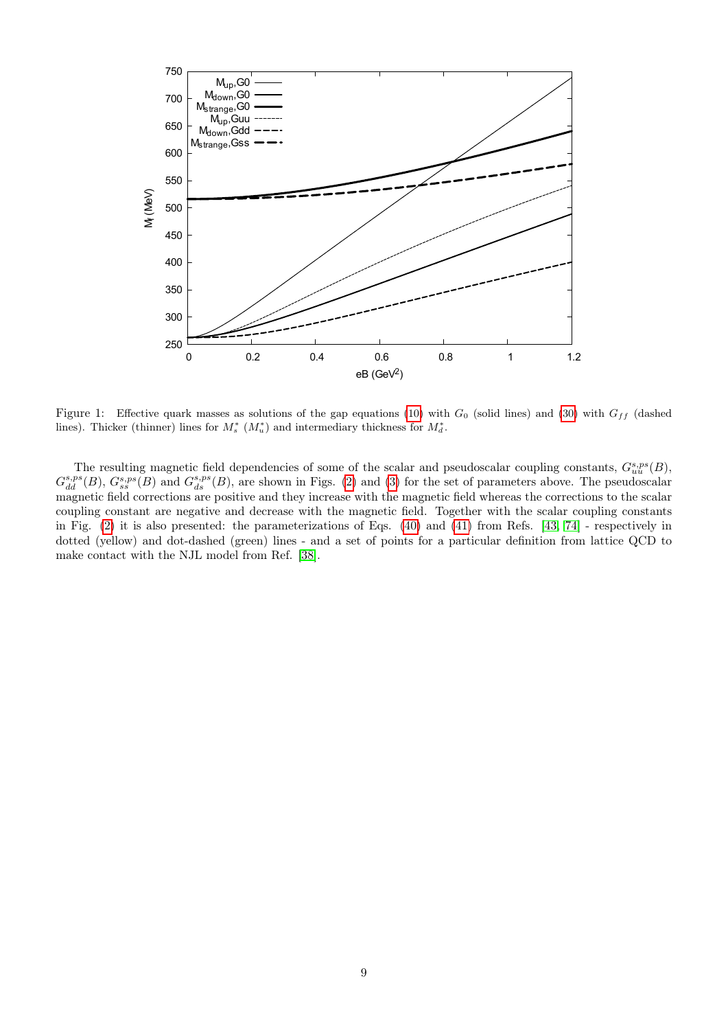Figure 1: Effective quark masses as solutions of the gap equations (10) with $G_0$ (solid lines) and (30) with $G_{ff}$ (dashed lines). Thicker (thinner) lines for $M_s^*$ ($M_u^*$) and intermediary thickness for $M_d^*$.

The resulting magnetic field dependencies of some of the scalar and pseudoscalar coupling constants, $G_{uu}^{s,ps}(B)$, $G_{dd}^{s,ps}(B)$, $G_{ss}^{s,ps}(B)$ and $G_{ds}^{s,ps}(B)$, are shown in Figs. (2) and (3) for the set of parameters above. The pseudoscalar magnetic field corrections are positive and they increase with the magnetic field whereas the corrections to the scalar coupling constant are negative and decrease with the magnetic field. Together with the scalar coupling constants in Fig. (2) it is also presented: the parameterizations of Eqs. (40) and (41) from Refs. [43, 74] - respectively in dotted (yellow) and dot-dashed (green) lines - and a set of points for a particular definition from lattice QCD to make contact with the NJL model from Ref. [38].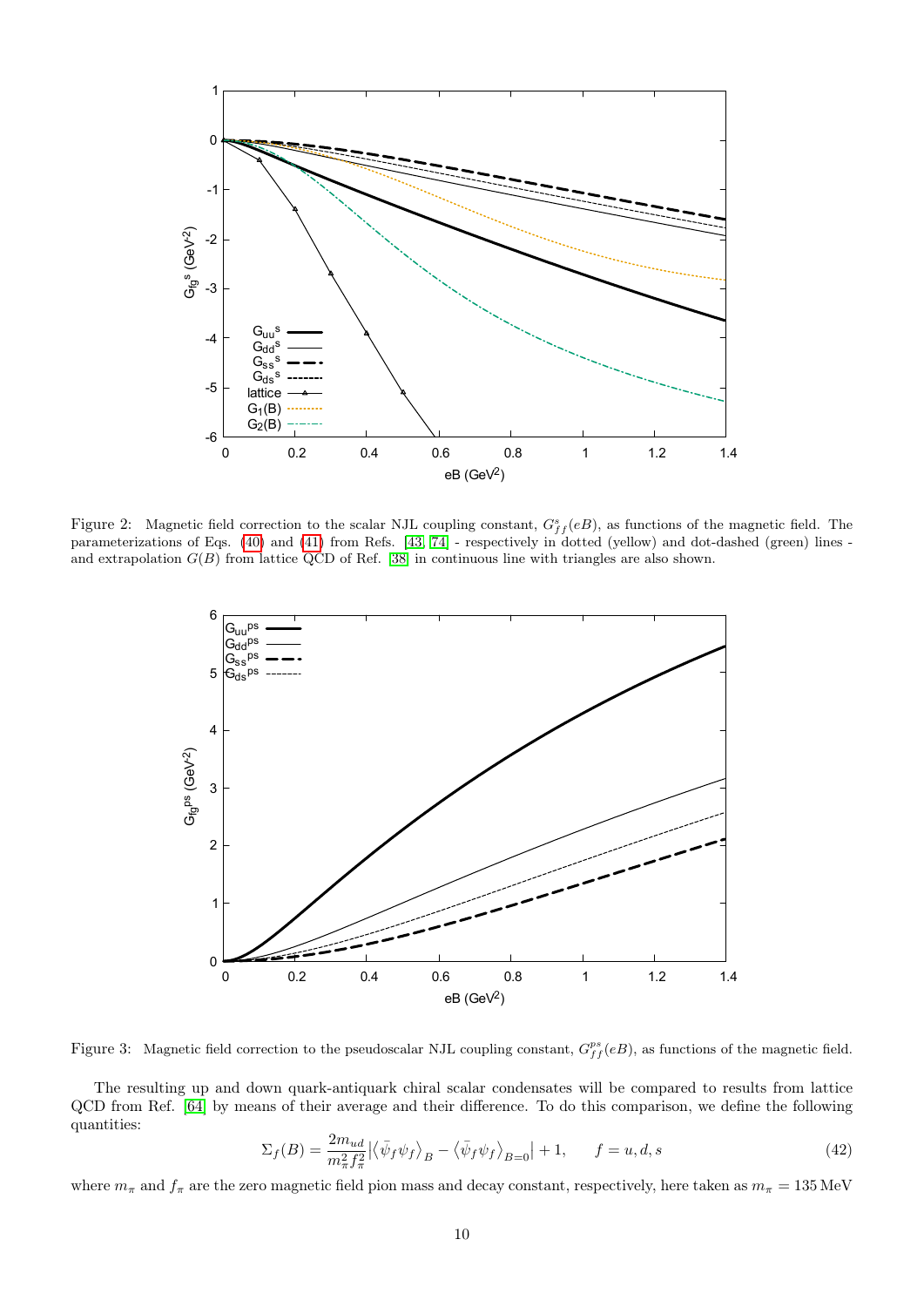Figure 2: Magnetic field correction to the scalar NJL coupling constant, $G^s_{ff}(eB)$, as functions of the magnetic field. The parameterizations of Eqs. (40) and (41) from Refs. [43, 74] - respectively in dotted (yellow) and dot-dashed (green) lines - and extrapolation $G(B)$ from lattice QCD of Ref. [38] in continuous line with triangles are also shown.

Figure 3: Magnetic field correction to the pseudoscalar NJL coupling constant, $G^{ps}_{ff}(eB)$, as functions of the magnetic field.

The resulting up and down quark-antiquark chiral scalar condensates will be compared to results from lattice QCD from Ref. [64] by means of their average and their difference. To do this comparison, we define the following quantities:

$$\Sigma_f(B) = \frac{2m_{ud}}{m_\pi^2 f_\pi^2} \left| \left\langle \bar{\psi}_f \psi_f \right\rangle_B - \left\langle \bar{\psi}_f \psi_f \right\rangle_{B=0} \right| + 1, \qquad f = u, d, s \tag{42}$$

where $m_\pi$ and $f_\pi$ are the zero magnetic field pion mass and decay constant, respectively, here taken as $m_\pi = 135\,\mathrm{MeV}$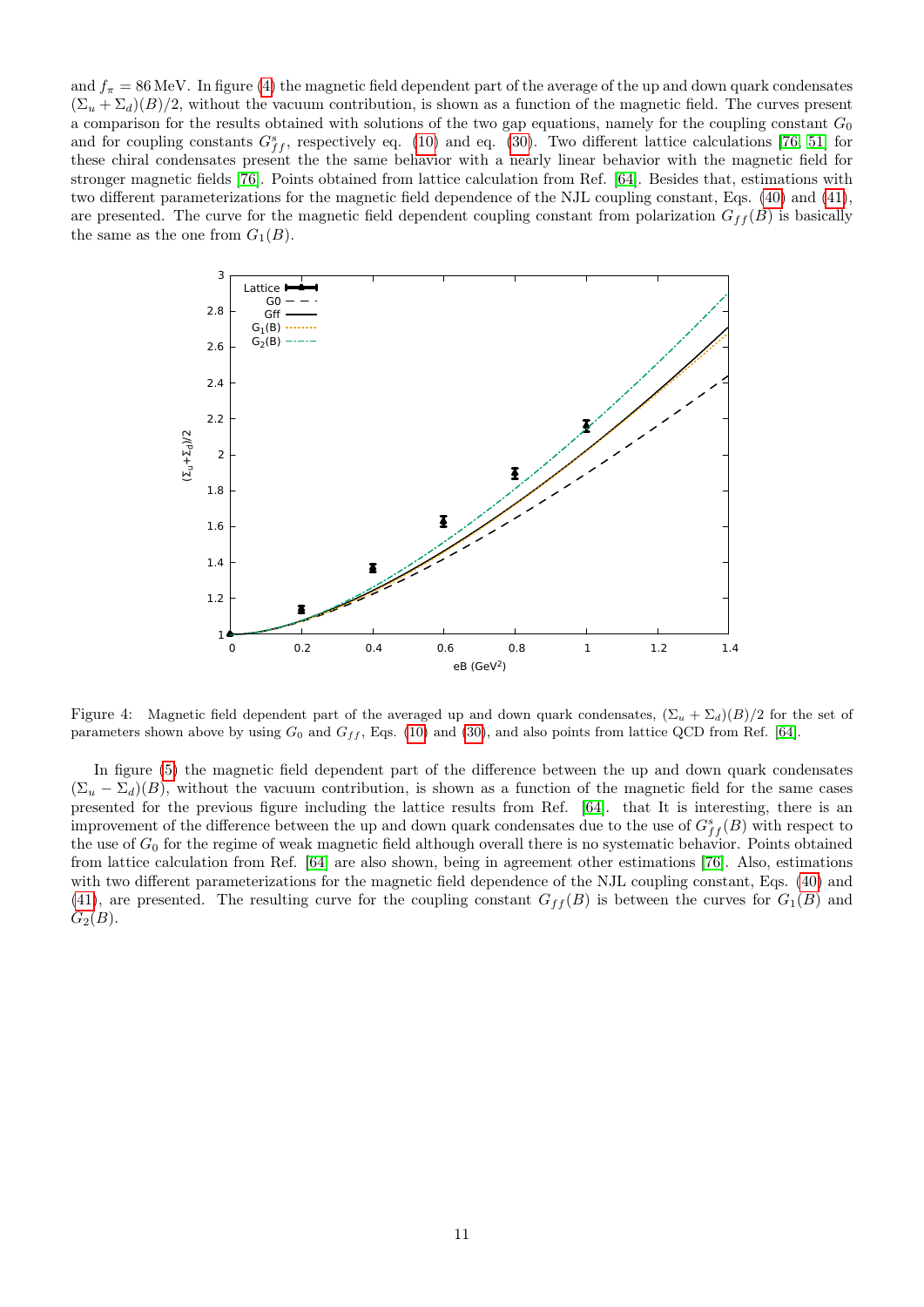and $f_\pi = 86\,\text{MeV}$. In figure (4) the magnetic field dependent part of the average of the up and down quark condensates $(\Sigma_u + \Sigma_d)(B)/2$, without the vacuum contribution, is shown as a function of the magnetic field. The curves present a comparison for the results obtained with solutions of the two gap equations, namely for the coupling constant $G_0$ and for coupling constants $G^s_{ff}$, respectively eq. (10) and eq. (30). Two different lattice calculations [76, 51] for these chiral condensates present the the same behavior with a nearly linear behavior with the magnetic field for stronger magnetic fields [76]. Points obtained from lattice calculation from Ref. [64]. Besides that, estimations with two different parameterizations for the magnetic field dependence of the NJL coupling constant, Eqs. (40) and (41), are presented. The curve for the magnetic field dependent coupling constant from polarization $G_{ff}(B)$ is basically the same as the one from $G_1(B)$.

Figure 4: Magnetic field dependent part of the averaged up and down quark condensates, $(\Sigma_u + \Sigma_d)(B)/2$ for the set of parameters shown above by using $G_0$ and $G_{ff}$, Eqs. (10) and (30), and also points from lattice QCD from Ref. [64].

In figure (5) the magnetic field dependent part of the difference between the up and down quark condensates $(\Sigma_u - \Sigma_d)(B)$, without the vacuum contribution, is shown as a function of the magnetic field for the same cases presented for the previous figure including the lattice results from Ref. [64]. that It is interesting, there is an improvement of the difference between the up and down quark condensates due to the use of $G^s_{ff}(B)$ with respect to the use of $G_0$ for the regime of weak magnetic field although overall there is no systematic behavior. Points obtained from lattice calculation from Ref. [64] are also shown, being in agreement other estimations [76]. Also, estimations with two different parameterizations for the magnetic field dependence of the NJL coupling constant, Eqs. (40) and (41), are presented. The resulting curve for the coupling constant $G_{ff}(B)$ is between the curves for $G_1(B)$ and $G_2(B)$.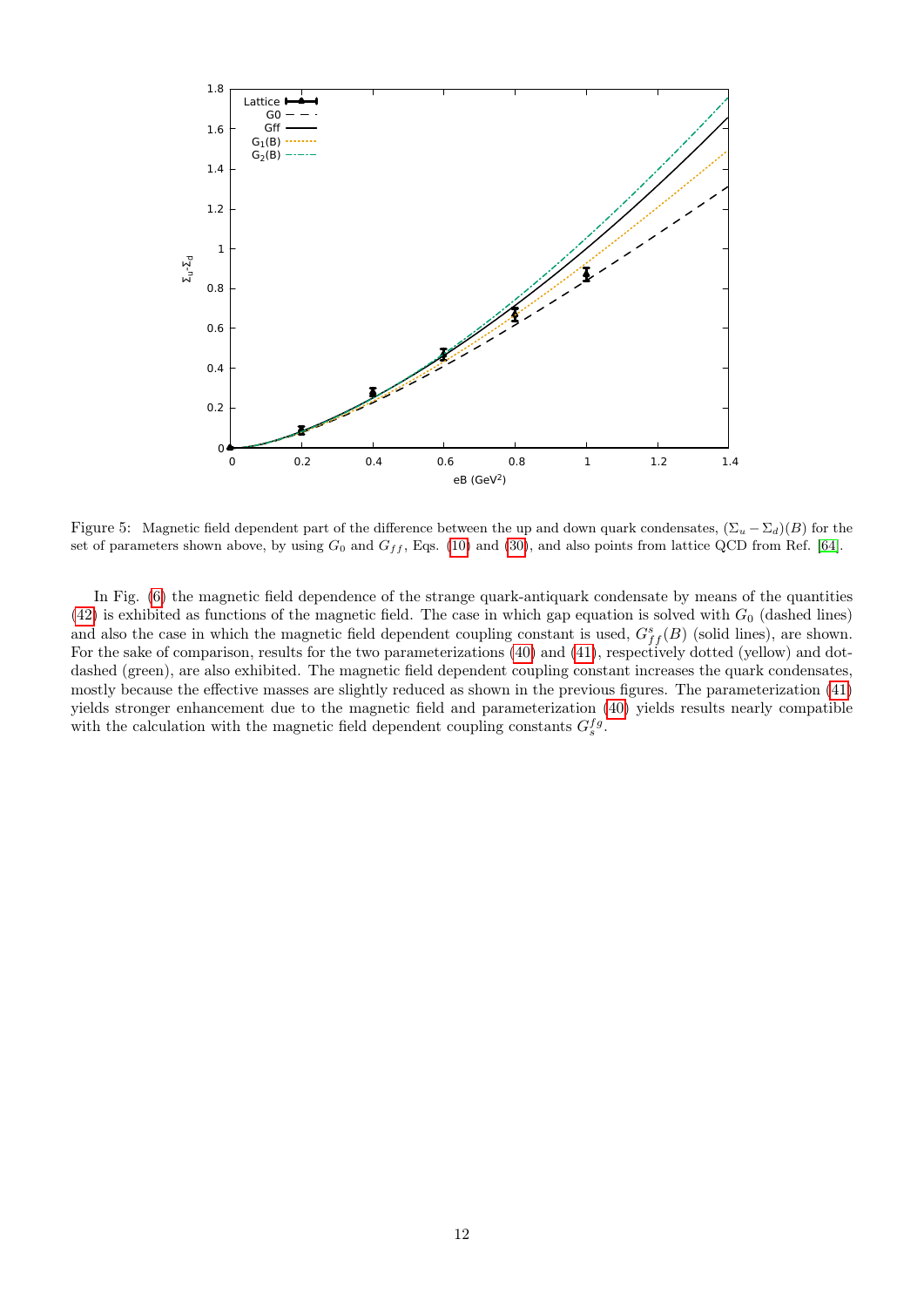Figure 5: Magnetic field dependent part of the difference between the up and down quark condensates, $(\Sigma_u - \Sigma_d)(B)$ for the set of parameters shown above, by using $G_0$ and $G_{ff}$, Eqs. (10) and (30), and also points from lattice QCD from Ref. [64].

In Fig. (6) the magnetic field dependence of the strange quark-antiquark condensate by means of the quantities (42) is exhibited as functions of the magnetic field. The case in which gap equation is solved with $G_0$ (dashed lines) and also the case in which the magnetic field dependent coupling constant is used, $G^s_{ff}(B)$ (solid lines), are shown. For the sake of comparison, results for the two parameterizations (40) and (41), respectively dotted (yellow) and dot-dashed (green), are also exhibited. The magnetic field dependent coupling constant increases the quark condensates, mostly because the effective masses are slightly reduced as shown in the previous figures. The parameterization (41) yields stronger enhancement due to the magnetic field and parameterization (40) yields results nearly compatible with the calculation with the magnetic field dependent coupling constants $G^{fg}_s$.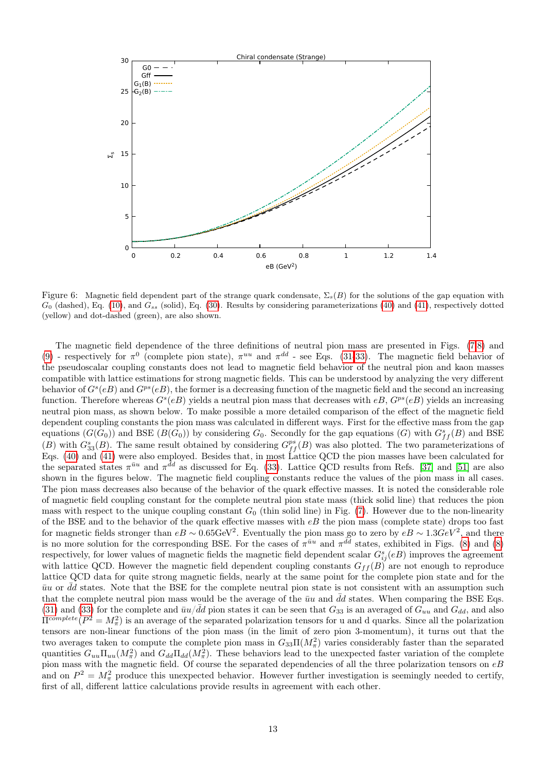Figure 6: Magnetic field dependent part of the strange quark condensate, $\Sigma_s(B)$ for the solutions of the gap equation with $G_0$ (dashed), Eq. (10), and $G_{ss}$ (solid), Eq. (30). Results by considering parameterizations (40) and (41), respectively dotted (yellow) and dot-dashed (green), are also shown.

The magnetic field dependence of the three definitions of neutral pion mass are presented in Figs. (7,8) and (9) - respectively for $\pi^0$ (complete pion state), $\pi^{uu}$ and $\pi^{dd}$ - see Eqs. (31,33). The magnetic field behavior of the pseudoscalar coupling constants does not lead to magnetic field behavior of the neutral pion and kaon masses compatible with lattice estimations for strong magnetic fields. This can be understood by analyzing the very different behavior of $G^s(eB)$ and $G^{ps}(eB)$, the former is a decreasing function of the magnetic field and the second an increasing function. Therefore whereas $G^s(eB)$ yields a neutral pion mass that decreases with $eB$, $G^{ps}(eB)$ yields an increasing neutral pion mass, as shown below. To make possible a more detailed comparison of the effect of the magnetic field dependent coupling constants the pion mass was calculated in different ways. First for the effective mass from the gap equations $(G(G_0))$ and BSE $(B(G_0))$ by considering $G_0$. Secondly for the gap equations $(G)$ with $G^s_{ff}(B)$ and BSE $(B)$ with $G^s_{33}(B)$. The same result obtained by considering $G^{ps}_{ff}(B)$ was also plotted. The two parameterizations of Eqs. (40) and (41) were also employed. Besides that, in most Lattice QCD the pion masses have been calculated for the separated states $\pi^{\bar{u}u}$ and $\pi^{\bar{d}d}$ as discussed for Eq. (33). Lattice QCD results from Refs. [37] and [51] are also shown in the figures below. The magnetic field coupling constants reduce the values of the pion mass in all cases. The pion mass decreases also because of the behavior of the quark effective masses. It is noted the considerable role of magnetic field coupling constant for the complete neutral pion state mass (thick solid line) that reduces the pion mass with respect to the unique coupling constant $G_0$ (thin solid line) in Fig. (7). However due to the non-linearity of the BSE and to the behavior of the quark effective masses with $eB$ the pion mass (complete state) drops too fast for magnetic fields stronger than $eB \sim 0.65\text{GeV}^2$. Eventually the pion mass go to zero by $eB \sim 1.3GeV^2$, and there is no more solution for the corresponding BSE. For the cases of $\pi^{\bar{u}u}$ and $\pi^{\bar{d}d}$ states, exhibited in Figs. (8) and (8) respectively, for lower values of magnetic fields the magnetic field dependent scalar $G^s_{ij}(eB)$ improves the agreement with lattice QCD. However the magnetic field dependent coupling constants $G_{ff}(B)$ are not enough to reproduce lattice QCD data for quite strong magnetic fields, nearly at the same point for the complete pion state and for the $\bar{u}u$ or $\bar{d}d$ states. Note that the BSE for the complete neutral pion state is not consistent with an assumption such that the complete neutral pion mass would be the average of the $\bar{u}u$ and $\bar{d}d$ states. When comparing the BSE Eqs. (31) and (33) for the complete and $\bar{u}u/\bar{d}d$ pion states it can be seen that $G_{33}$ is an averaged of $G_{uu}$ and $G_{dd}$, and also $\Pi^{complete}(P^2 = M_\pi^2)$ is an average of the separated polarization tensors for u and d quarks. Since all the polarization tensors are non-linear functions of the pion mass (in the limit of zero pion 3-momentum), it turns out that the two averages taken to compute the complete pion mass in $G_{33}\Pi(M_\pi^2)$ varies considerably faster than the separated quantities $G_{uu}\Pi_{uu}(M_\pi^2)$ and $G_{dd}\Pi_{dd}(M_\pi^2)$. These behaviors lead to the unexpected faster variation of the complete pion mass with the magnetic field. Of course the separated dependencies of all the three polarization tensors on $eB$ and on $P^2 = M_\pi^2$ produce this unexpected behavior. However further investigation is seemingly needed to certify, first of all, different lattice calculations provide results in agreement with each other.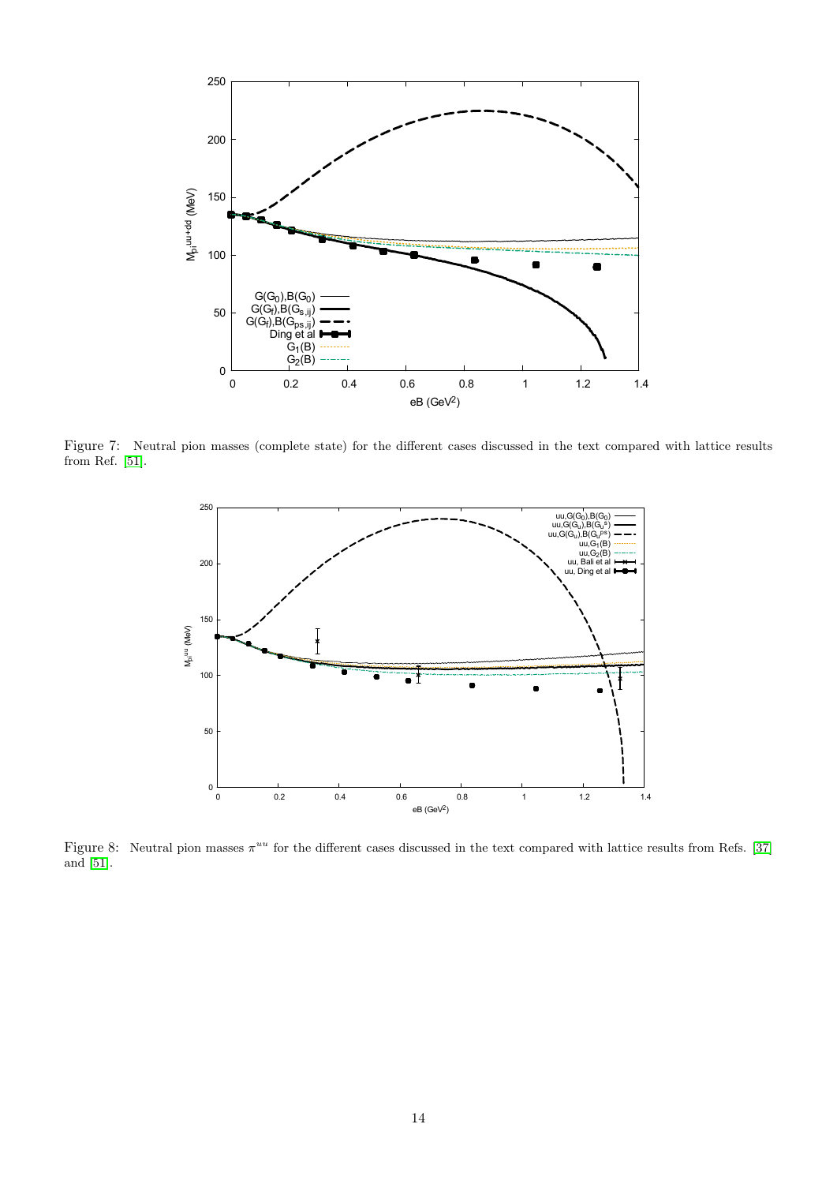Figure 7: Neutral pion masses (complete state) for the different cases discussed in the text compared with lattice results from Ref. [51].

Figure 8: Neutral pion masses $\pi^{uu}$ for the different cases discussed in the text compared with lattice results from Refs. [37] and [51].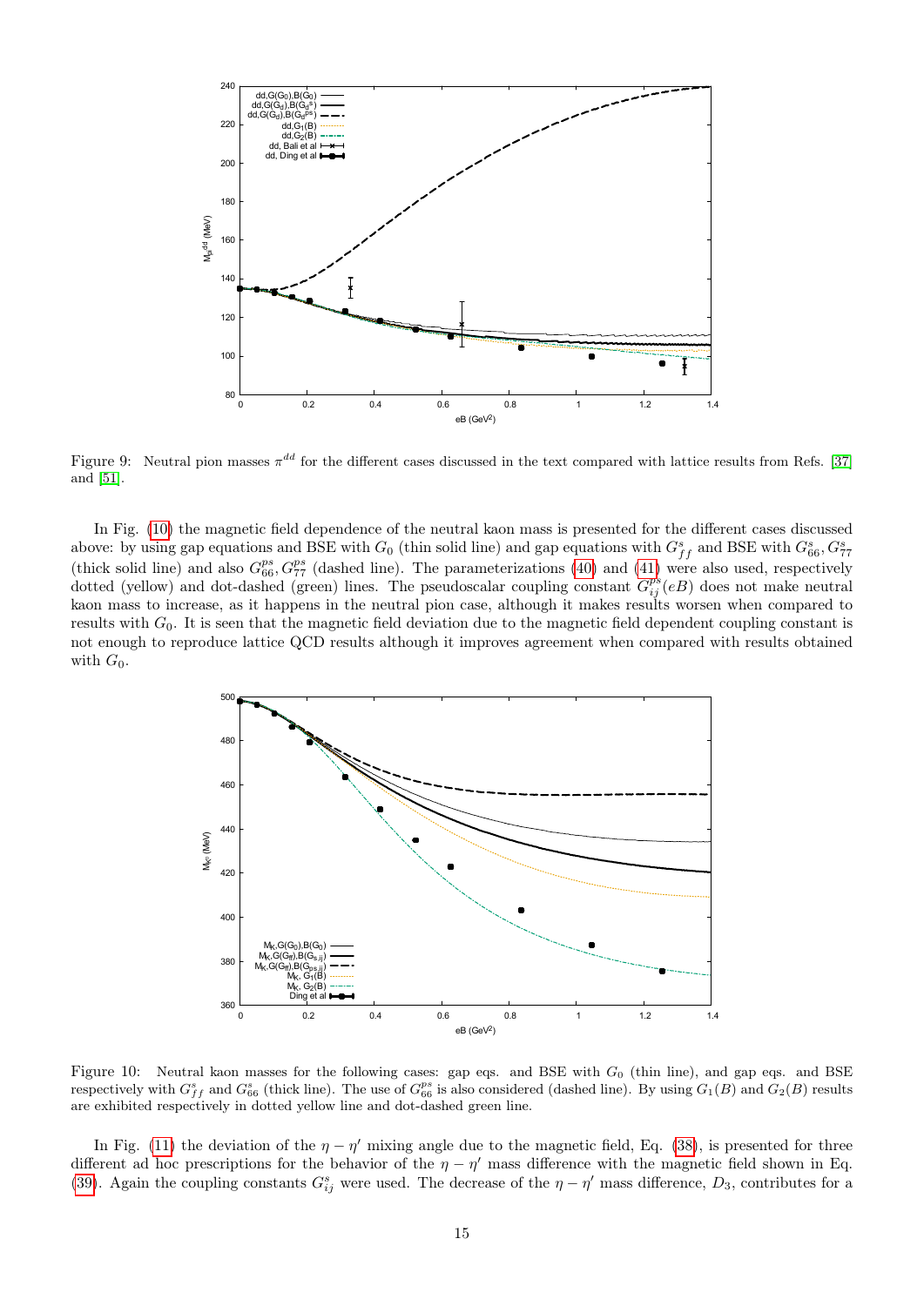Figure 9: Neutral pion masses $\pi^{dd}$ for the different cases discussed in the text compared with lattice results from Refs. [37] and [51].

In Fig. (10) the magnetic field dependence of the neutral kaon mass is presented for the different cases discussed above: by using gap equations and BSE with $G_0$ (thin solid line) and gap equations with $G^s_{ff}$ and BSE with $G^s_{66}, G^s_{77}$ (thick solid line) and also $G^{ps}_{66}, G^{ps}_{77}$ (dashed line). The parameterizations (40) and (41) were also used, respectively dotted (yellow) and dot-dashed (green) lines. The pseudoscalar coupling constant $G^{ps}_{ij}(eB)$ does not make neutral kaon mass to increase, as it happens in the neutral pion case, although it makes results worsen when compared to results with $G_0$. It is seen that the magnetic field deviation due to the magnetic field dependent coupling constant is not enough to reproduce lattice QCD results although it improves agreement when compared with results obtained with $G_0$.

Figure 10: Neutral kaon masses for the following cases: gap eqs. and BSE with $G_0$ (thin line), and gap eqs. and BSE respectively with $G^s_{ff}$ and $G^s_{66}$ (thick line). The use of $G^{ps}_{66}$ is also considered (dashed line). By using $G_1(B)$ and $G_2(B)$ results are exhibited respectively in dotted yellow line and dot-dashed green line.

In Fig. (11) the deviation of the $\eta - \eta'$ mixing angle due to the magnetic field, Eq. (38), is presented for three different ad hoc prescriptions for the behavior of the $\eta - \eta'$ mass difference with the magnetic field shown in Eq. (39). Again the coupling constants $G^s_{ij}$ were used. The decrease of the $\eta - \eta'$ mass difference, $D_3$, contributes for a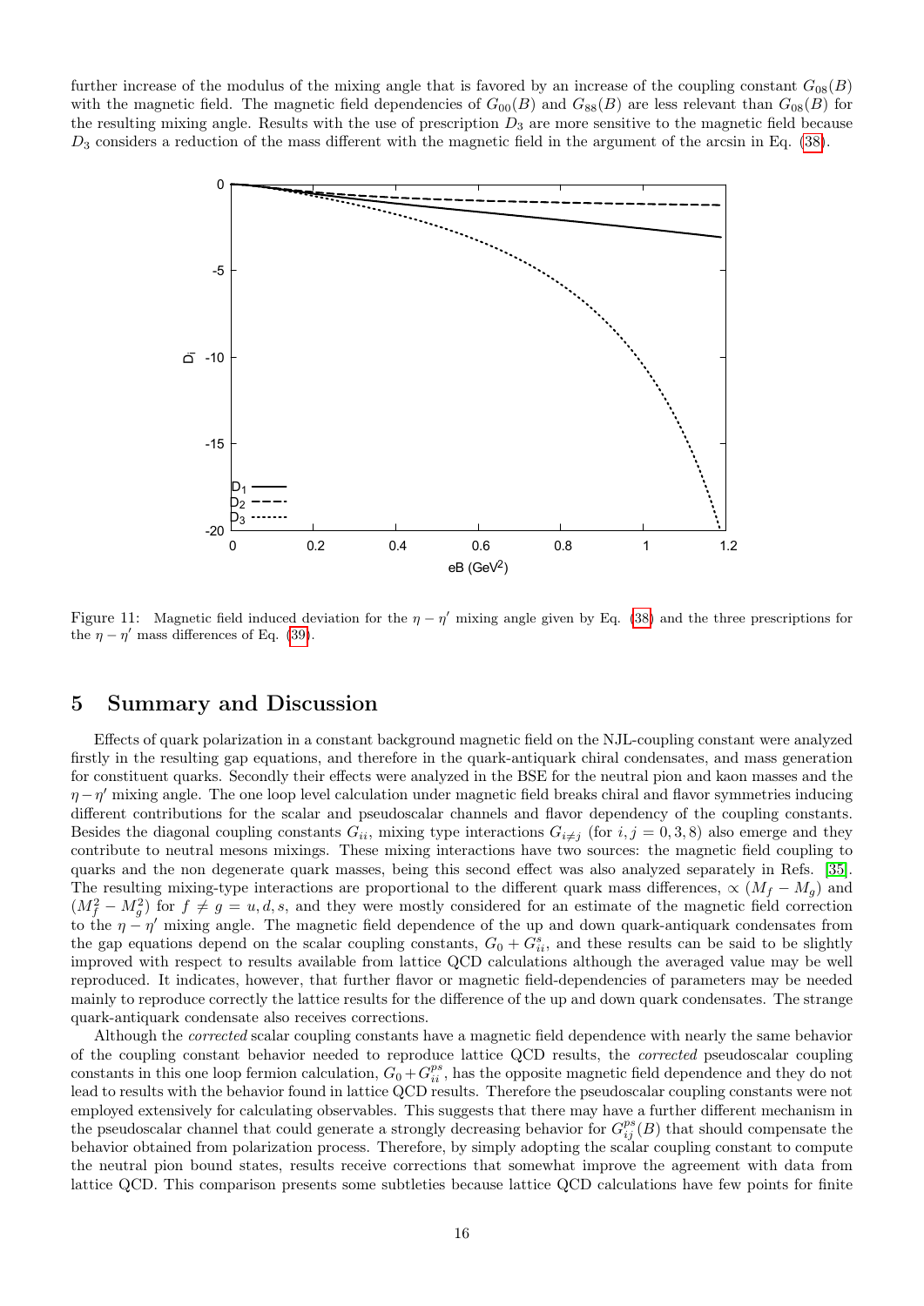further increase of the modulus of the mixing angle that is favored by an increase of the coupling constant $G_{08}(B)$ with the magnetic field. The magnetic field dependencies of $G_{00}(B)$ and $G_{88}(B)$ are less relevant than $G_{08}(B)$ for the resulting mixing angle. Results with the use of prescription $D_3$ are more sensitive to the magnetic field because $D_3$ considers a reduction of the mass different with the magnetic field in the argument of the arcsin in Eq. (38).

Figure 11: Magnetic field induced deviation for the $\eta - \eta'$ mixing angle given by Eq. (38) and the three prescriptions for the $\eta - \eta'$ mass differences of Eq. (39).

## 5 Summary and Discussion

Effects of quark polarization in a constant background magnetic field on the NJL-coupling constant were analyzed firstly in the resulting gap equations, and therefore in the quark-antiquark chiral condensates, and mass generation for constituent quarks. Secondly their effects were analyzed in the BSE for the neutral pion and kaon masses and the $\eta - \eta'$ mixing angle. The one loop level calculation under magnetic field breaks chiral and flavor symmetries inducing different contributions for the scalar and pseudoscalar channels and flavor dependency of the coupling constants. Besides the diagonal coupling constants $G_{ii}$, mixing type interactions $G_{i \neq j}$ (for $i, j = 0, 3, 8$) also emerge and they contribute to neutral mesons mixings. These mixing interactions have two sources: the magnetic field coupling to quarks and the non degenerate quark masses, being this second effect was also analyzed separately in Refs. [35]. The resulting mixing-type interactions are proportional to the different quark mass differences, $\propto (M_f - M_g)$ and $(M_f^2 - M_g^2)$ for $f \neq g = u, d, s$, and they were mostly considered for an estimate of the magnetic field correction to the $\eta - \eta'$ mixing angle. The magnetic field dependence of the up and down quark-antiquark condensates from the gap equations depend on the scalar coupling constants, $G_0 + G_{ii}^s$, and these results can be said to be slightly improved with respect to results available from lattice QCD calculations although the averaged value may be well reproduced. It indicates, however, that further flavor or magnetic field-dependencies of parameters may be needed mainly to reproduce correctly the lattice results for the difference of the up and down quark condensates. The strange quark-antiquark condensate also receives corrections.

Although the *corrected* scalar coupling constants have a magnetic field dependence with nearly the same behavior of the coupling constant needed to reproduce lattice QCD results, the *corrected* pseudoscalar coupling constants in this one loop fermion calculation, $G_0 + G_{ii}^{ps}$, has the opposite magnetic field dependence and they do not lead to results with the behavior found in lattice QCD results. Therefore the pseudoscalar coupling constants were not employed extensively for calculating observables. This suggests that there may have a further different mechanism in the pseudoscalar channel that could generate a strongly decreasing behavior for $G_{ij}^{ps}(B)$ that should compensate the behavior obtained from polarization process. Therefore, by simply adopting the scalar coupling constant to compute the neutral pion bound states, results receive corrections that somewhat improve the agreement with data from lattice QCD. This comparison presents some subtleties because lattice QCD calculations have few points for finite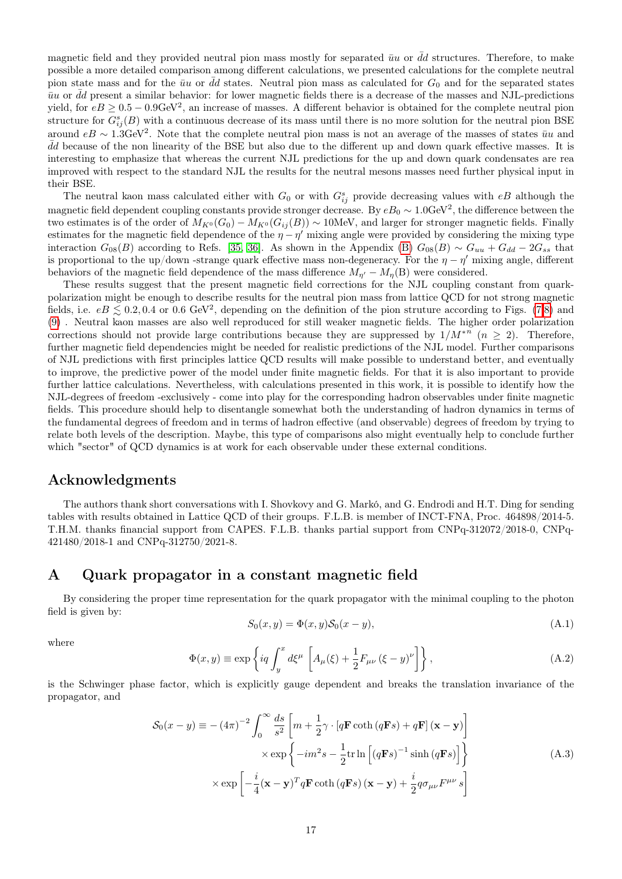magnetic field and they provided neutral pion mass mostly for separated $\bar{u}u$ or $\bar{d}d$ structures. Therefore, to make possible a more detailed comparison among different calculations, we presented calculations for the complete neutral pion state mass and for the $\bar{u}u$ or $\bar{d}d$ states. Neutral pion mass as calculated for $G_0$ and for the separated states $\bar{u}u$ or $\bar{d}d$ present a similar behavior: for lower magnetic fields there is a decrease of the masses and NJL-predictions yield, for $eB \geq 0.5-0.9\text{GeV}^2$, an increase of masses. A different behavior is obtained for the complete neutral pion structure for $G^s_{ij}(B)$ with a continuous decrease of its mass until there is no more solution for the neutral pion BSE around $eB \sim 1.3\text{GeV}^2$. Note that the complete neutral pion mass is not an average of the masses of states $\bar{u}u$ and $\bar{d}d$ because of the non linearity of the BSE but also due to the different up and down quark effective masses. It is interesting to emphasize that whereas the current NJL predictions for the up and down quark condensates are rea improved with respect to the standard NJL the results for the neutral mesons masses need further physical input in their BSE.

The neutral kaon mass calculated either with $G_0$ or with $G^s_{ij}$ provide decreasing values with $eB$ although the magnetic field dependent coupling constants provide stronger decrease. By $eB_0 \sim 1.0\text{GeV}^2$, the difference between the two estimates is of the order of $M_{K^0}(G_0) - M_{K^0}(G_{ij}(B)) \sim 10\text{MeV}$, and larger for stronger magnetic fields. Finally estimates for the magnetic field dependence of the $\eta-\eta'$ mixing angle were provided by considering the mixing type interaction $G_{08}(B)$ according to Refs. [35, 36]. As shown in the Appendix (B) $G_{08}(B) \sim G_{uu} + G_{dd} - 2G_{ss}$ that is proportional to the up/down -strange quark effective mass non-degeneracy. For the $\eta-\eta'$ mixing angle, different behaviors of the magnetic field dependence of the mass difference $M_{\eta'} - M_\eta(\text{B})$ were considered.

These results suggest that the present magnetic field corrections for the NJL coupling constant from quark-polarization might be enough to describe results for the neutral pion mass from lattice QCD for not strong magnetic fields, i.e. $eB \lesssim 0.2, 0.4$ or $0.6$ GeV$^2$, depending on the definition of the pion struture according to Figs. (7,8) and (9) . Neutral kaon masses are also well reproduced for still weaker magnetic fields. The higher order polarization corrections should not provide large contributions because they are suppressed by $1/M^{*n}$ ($n \geq 2$). Therefore, further magnetic field dependencies might be needed for realistic predictions of the NJL model. Further comparisons of NJL predictions with first principles lattice QCD results will make possible to understand better, and eventually to improve, the predictive power of the model under finite magnetic fields. For that it is also important to provide further lattice calculations. Nevertheless, with calculations presented in this work, it is possible to identify how the NJL-degrees of freedom -exclusively - come into play for the corresponding hadron observables under finite magnetic fields. This procedure should help to disentangle somewhat both the understanding of hadron dynamics in terms of the fundamental degrees of freedom and in terms of hadron effective (and observable) degrees of freedom by trying to relate both levels of the description. Maybe, this type of comparisons also might eventually help to conclude further which "sector" of QCD dynamics is at work for each observable under these external conditions.

## Acknowledgments

The authors thank short conversations with I. Shovkovy and G. Markó, and G. Endrodi and H.T. Ding for sending tables with results obtained in Lattice QCD of their groups. F.L.B. is member of INCT-FNA, Proc. 464898/2014-5. T.H.M. thanks financial support from CAPES. F.L.B. thanks partial support from CNPq-312072/2018-0, CNPq-421480/2018-1 and CNPq-312750/2021-8.

## A Quark propagator in a constant magnetic field

By considering the proper time representation for the quark propagator with the minimal coupling to the photon field is given by:

$$S_0(x,y) = \Phi(x,y)\mathcal{S}_0(x-y), \tag{A.1}$$

where

$$\Phi(x,y) \equiv \exp\left\{iq\int_y^x d\xi^\mu \left[A_\mu(\xi) + \frac{1}{2}F_{\mu\nu}\,(\xi-y)^\nu\right]\right\}, \tag{A.2}$$

is the Schwinger phase factor, which is explicitly gauge dependent and breaks the translation invariance of the propagator, and

$$\begin{aligned}
\mathcal{S}_0(x-y) \equiv &-(4\pi)^{-2}\int_0^\infty \frac{ds}{s^2}\left[m + \frac{1}{2}\gamma\cdot\left[q\mathbf{F}\coth\left(q\mathbf{F}s\right) + q\mathbf{F}\right](\mathbf{x}-\mathbf{y})\right] \\
&\times \exp\left\{-im^2 s - \frac{1}{2}\mathrm{tr}\ln\left[\left(q\mathbf{F}s\right)^{-1}\sinh\left(q\mathbf{F}s\right)\right]\right\} \\
&\times \exp\left[-\frac{i}{4}(\mathbf{x}-\mathbf{y})^T q\mathbf{F}\coth\left(q\mathbf{F}s\right)(\mathbf{x}-\mathbf{y}) + \frac{i}{2}q\sigma_{\mu\nu}F^{\mu\nu}s\right]
\end{aligned} \tag{A.3}$$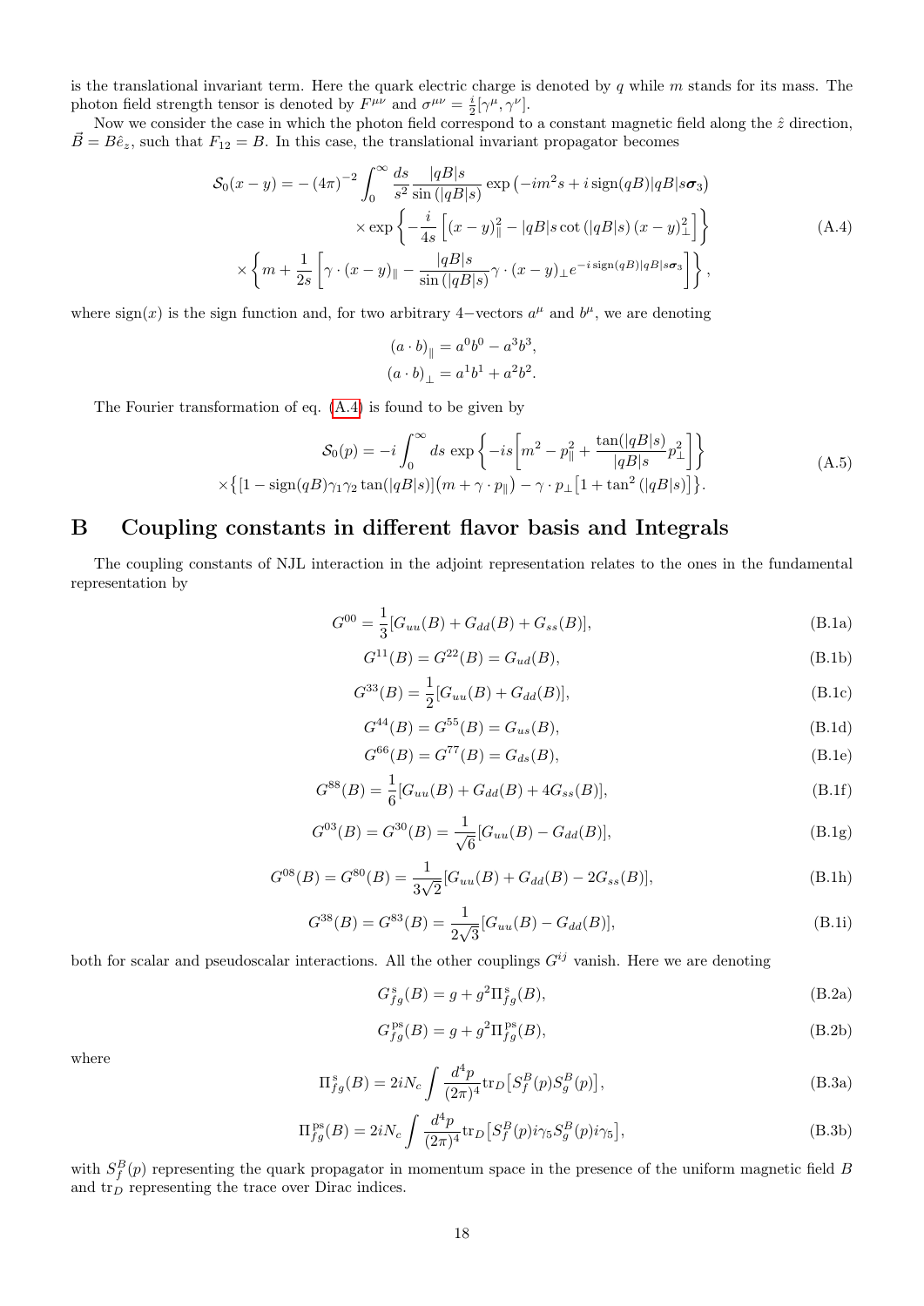is the translational invariant term. Here the quark electric charge is denoted by $q$ while $m$ stands for its mass. The photon field strength tensor is denoted by $F^{\mu\nu}$ and $\sigma^{\mu\nu} = \frac{i}{2}[\gamma^\mu, \gamma^\nu]$.

Now we consider the case in which the photon field correspond to a constant magnetic field along the $\hat{z}$ direction, $\vec{B} = B\hat{e}_z$, such that $F_{12} = B$. In this case, the translational invariant propagator becomes

$$
\begin{aligned}
\mathcal{S}_0(x-y) = &-(4\pi)^{-2}\int_0^\infty \frac{ds}{s^2}\frac{|qB|s}{\sin(|qB|s)}\exp\left(-im^2 s + i\,\mathrm{sign}(qB)|qB|s\boldsymbol{\sigma}_3\right)\\
&\times\exp\left\{-\frac{i}{4s}\left[(x-y)_\parallel^2 - |qB|s\cot(|qB|s)\,(x-y)_\perp^2\right]\right\}\\
&\times\left\{m + \frac{1}{2s}\left[\gamma\cdot(x-y)_\parallel - \frac{|qB|s}{\sin(|qB|s)}\gamma\cdot(x-y)_\perp e^{-i\,\mathrm{sign}(qB)|qB|s\boldsymbol{\sigma}_3}\right]\right\},
\end{aligned}
\tag{A.4}
$$

where $\mathrm{sign}(x)$ is the sign function and, for two arbitrary 4−vectors $a^\mu$ and $b^\mu$, we are denoting

$$
\begin{aligned}
(a\cdot b)_\parallel &= a^0 b^0 - a^3 b^3,\\
(a\cdot b)_\perp &= a^1 b^1 + a^2 b^2.
\end{aligned}
$$

The Fourier transformation of eq. (A.4) is found to be given by

$$
\begin{aligned}
\mathcal{S}_0(p) = &-i\int_0^\infty ds\,\exp\left\{-is\left[m^2 - p_\parallel^2 + \frac{\tan(|qB|s)}{|qB|s}p_\perp^2\right]\right\}\\
\times&\left\{\left[1 - \mathrm{sign}(qB)\gamma_1\gamma_2\tan(|qB|s)\right]\left(m + \gamma\cdot p_\parallel\right) - \gamma\cdot p_\perp\left[1 + \tan^2(|qB|s)\right]\right\}.
\end{aligned}
\tag{A.5}
$$

# B Coupling constants in different flavor basis and Integrals

The coupling constants of NJL interaction in the adjoint representation relates to the ones in the fundamental representation by

$$G^{00} = \frac{1}{3}[G_{uu}(B) + G_{dd}(B) + G_{ss}(B)], \tag{B.1a}$$

$$G^{11}(B) = G^{22}(B) = G_{ud}(B), \tag{B.1b}$$

$$G^{33}(B) = \frac{1}{2}[G_{uu}(B) + G_{dd}(B)], \tag{B.1c}$$

$$G^{44}(B) = G^{55}(B) = G_{us}(B), \tag{B.1d}$$

$$G^{66}(B) = G^{77}(B) = G_{ds}(B), \tag{B.1e}$$

$$G^{88}(B) = \frac{1}{6}[G_{uu}(B) + G_{dd}(B) + 4G_{ss}(B)], \tag{B.1f}$$

$$G^{03}(B) = G^{30}(B) = \frac{1}{\sqrt{6}}[G_{uu}(B) - G_{dd}(B)], \tag{B.1g}$$

$$G^{08}(B) = G^{80}(B) = \frac{1}{3\sqrt{2}}[G_{uu}(B) + G_{dd}(B) - 2G_{ss}(B)], \tag{B.1h}$$

$$G^{38}(B) = G^{83}(B) = \frac{1}{2\sqrt{3}}[G_{uu}(B) - G_{dd}(B)], \tag{B.1i}$$

both for scalar and pseudoscalar interactions. All the other couplings $G^{ij}$ vanish. Here we are denoting

$$G^{\rm s}_{fg}(B) = g + g^2\Pi^{\rm s}_{fg}(B), \tag{B.2a}$$

$$G^{\rm ps}_{fg}(B) = g + g^2\Pi^{\rm ps}_{fg}(B), \tag{B.2b}$$

where

$$\Pi^{\rm s}_{fg}(B) = 2iN_c\int\frac{d^4p}{(2\pi)^4}\mathrm{tr}_D\left[S^B_f(p)S^B_g(p)\right], \tag{B.3a}$$

$$\Pi^{\rm ps}_{fg}(B) = 2iN_c\int\frac{d^4p}{(2\pi)^4}\mathrm{tr}_D\left[S^B_f(p)i\gamma_5 S^B_g(p)i\gamma_5\right], \tag{B.3b}$$

with $S^B_f(p)$ representing the quark propagator in momentum space in the presence of the uniform magnetic field $B$ and $\mathrm{tr}_D$ representing the trace over Dirac indices.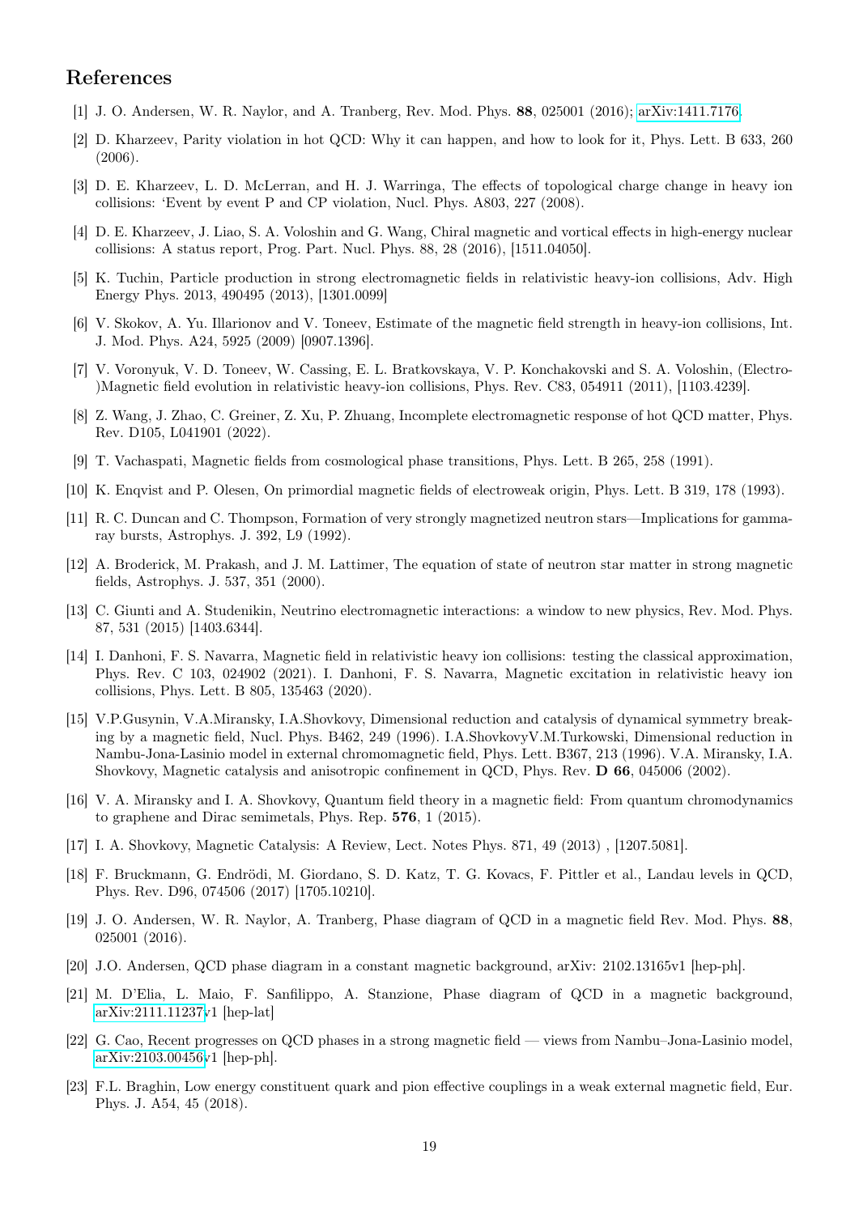## References

[1] J. O. Andersen, W. R. Naylor, and A. Tranberg, Rev. Mod. Phys. **88**, 025001 (2016); arXiv:1411.7176.

[2] D. Kharzeev, Parity violation in hot QCD: Why it can happen, and how to look for it, Phys. Lett. B 633, 260 (2006).

[3] D. E. Kharzeev, L. D. McLerran, and H. J. Warringa, The effects of topological charge change in heavy ion collisions: 'Event by event P and CP violation, Nucl. Phys. A803, 227 (2008).

[4] D. E. Kharzeev, J. Liao, S. A. Voloshin and G. Wang, Chiral magnetic and vortical effects in high-energy nuclear collisions: A status report, Prog. Part. Nucl. Phys. 88, 28 (2016), [1511.04050].

[5] K. Tuchin, Particle production in strong electromagnetic fields in relativistic heavy-ion collisions, Adv. High Energy Phys. 2013, 490495 (2013), [1301.0099]

[6] V. Skokov, A. Yu. Illarionov and V. Toneev, Estimate of the magnetic field strength in heavy-ion collisions, Int. J. Mod. Phys. A24, 5925 (2009) [0907.1396].

[7] V. Voronyuk, V. D. Toneev, W. Cassing, E. L. Bratkovskaya, V. P. Konchakovski and S. A. Voloshin, (Electro-)Magnetic field evolution in relativistic heavy-ion collisions, Phys. Rev. C83, 054911 (2011), [1103.4239].

[8] Z. Wang, J. Zhao, C. Greiner, Z. Xu, P. Zhuang, Incomplete electromagnetic response of hot QCD matter, Phys. Rev. D105, L041901 (2022).

[9] T. Vachaspati, Magnetic fields from cosmological phase transitions, Phys. Lett. B 265, 258 (1991).

[10] K. Enqvist and P. Olesen, On primordial magnetic fields of electroweak origin, Phys. Lett. B 319, 178 (1993).

[11] R. C. Duncan and C. Thompson, Formation of very strongly magnetized neutron stars—Implications for gamma-ray bursts, Astrophys. J. 392, L9 (1992).

[12] A. Broderick, M. Prakash, and J. M. Lattimer, The equation of state of neutron star matter in strong magnetic fields, Astrophys. J. 537, 351 (2000).

[13] C. Giunti and A. Studenikin, Neutrino electromagnetic interactions: a window to new physics, Rev. Mod. Phys. 87, 531 (2015) [1403.6344].

[14] I. Danhoni, F. S. Navarra, Magnetic field in relativistic heavy ion collisions: testing the classical approximation, Phys. Rev. C 103, 024902 (2021). I. Danhoni, F. S. Navarra, Magnetic excitation in relativistic heavy ion collisions, Phys. Lett. B 805, 135463 (2020).

[15] V.P.Gusynin, V.A.Miransky, I.A.Shovkovy, Dimensional reduction and catalysis of dynamical symmetry breaking by a magnetic field, Nucl. Phys. B462, 249 (1996). I.A.ShovkovyV.M.Turkowski, Dimensional reduction in Nambu-Jona-Lasinio model in external chromomagnetic field, Phys. Lett. B367, 213 (1996). V.A. Miransky, I.A. Shovkovy, Magnetic catalysis and anisotropic confinement in QCD, Phys. Rev. **D 66**, 045006 (2002).

[16] V. A. Miransky and I. A. Shovkovy, Quantum field theory in a magnetic field: From quantum chromodynamics to graphene and Dirac semimetals, Phys. Rep. **576**, 1 (2015).

[17] I. A. Shovkovy, Magnetic Catalysis: A Review, Lect. Notes Phys. 871, 49 (2013) , [1207.5081].

[18] F. Bruckmann, G. Endrődi, M. Giordano, S. D. Katz, T. G. Kovacs, F. Pittler et al., Landau levels in QCD, Phys. Rev. D96, 074506 (2017) [1705.10210].

[19] J. O. Andersen, W. R. Naylor, A. Tranberg, Phase diagram of QCD in a magnetic field Rev. Mod. Phys. **88**, 025001 (2016).

[20] J.O. Andersen, QCD phase diagram in a constant magnetic background, arXiv: 2102.13165v1 [hep-ph].

[21] M. D'Elia, L. Maio, F. Sanfilippo, A. Stanzione, Phase diagram of QCD in a magnetic background, arXiv:2111.11237v1 [hep-lat]

[22] G. Cao, Recent progresses on QCD phases in a strong magnetic field — views from Nambu–Jona-Lasinio model, arXiv:2103.00456v1 [hep-ph].

[23] F.L. Braghin, Low energy constituent quark and pion effective couplings in a weak external magnetic field, Eur. Phys. J. A54, 45 (2018).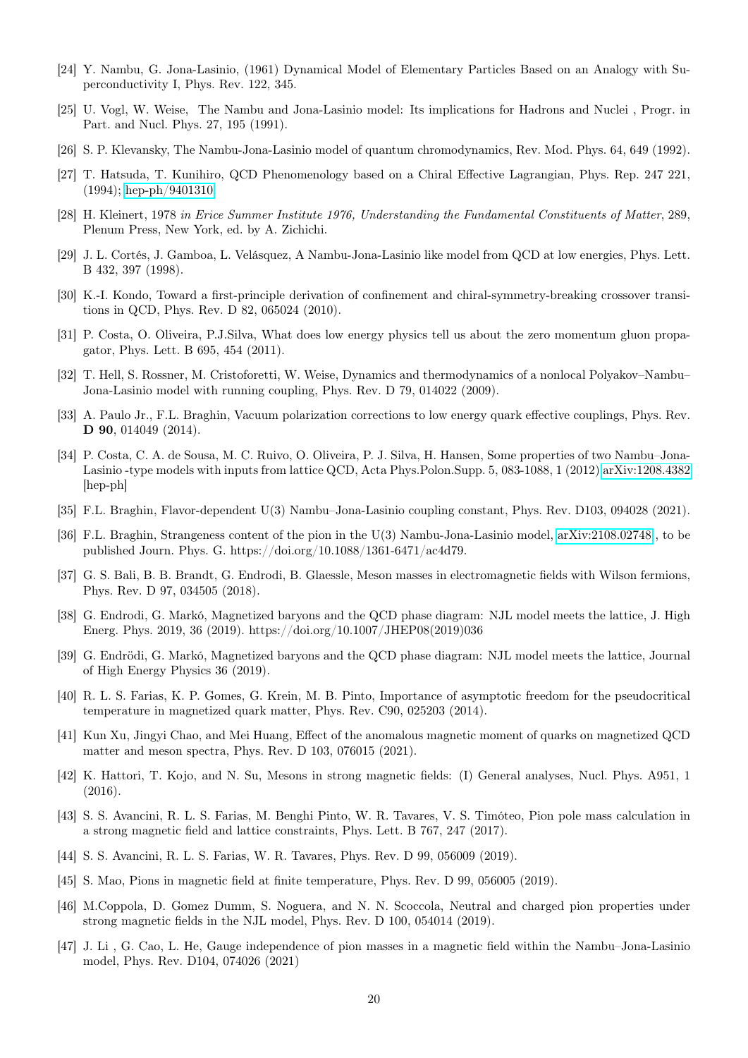[24] Y. Nambu, G. Jona-Lasinio, (1961) Dynamical Model of Elementary Particles Based on an Analogy with Superconductivity I, Phys. Rev. 122, 345.

[25] U. Vogl, W. Weise, The Nambu and Jona-Lasinio model: Its implications for Hadrons and Nuclei , Progr. in Part. and Nucl. Phys. 27, 195 (1991).

[26] S. P. Klevansky, The Nambu-Jona-Lasinio model of quantum chromodynamics, Rev. Mod. Phys. 64, 649 (1992).

[27] T. Hatsuda, T. Kunihiro, QCD Phenomenology based on a Chiral Effective Lagrangian, Phys. Rep. 247 221, (1994); hep-ph/9401310

[28] H. Kleinert, 1978 *in Erice Summer Institute 1976, Understanding the Fundamental Constituents of Matter*, 289, Plenum Press, New York, ed. by A. Zichichi.

[29] J. L. Cortés, J. Gamboa, L. Velásquez, A Nambu-Jona-Lasinio like model from QCD at low energies, Phys. Lett. B 432, 397 (1998).

[30] K.-I. Kondo, Toward a first-principle derivation of confinement and chiral-symmetry-breaking crossover transitions in QCD, Phys. Rev. D 82, 065024 (2010).

[31] P. Costa, O. Oliveira, P.J.Silva, What does low energy physics tell us about the zero momentum gluon propagator, Phys. Lett. B 695, 454 (2011).

[32] T. Hell, S. Rossner, M. Cristoforetti, W. Weise, Dynamics and thermodynamics of a nonlocal Polyakov–Nambu–Jona-Lasinio model with running coupling, Phys. Rev. D 79, 014022 (2009).

[33] A. Paulo Jr., F.L. Braghin, Vacuum polarization corrections to low energy quark effective couplings, Phys. Rev. **D 90**, 014049 (2014).

[34] P. Costa, C. A. de Sousa, M. C. Ruivo, O. Oliveira, P. J. Silva, H. Hansen, Some properties of two Nambu–Jona-Lasinio -type models with inputs from lattice QCD, Acta Phys.Polon.Supp. 5, 083-1088, 1 (2012) arXiv:1208.4382 [hep-ph]

[35] F.L. Braghin, Flavor-dependent U(3) Nambu–Jona-Lasinio coupling constant, Phys. Rev. D103, 094028 (2021).

[36] F.L. Braghin, Strangeness content of the pion in the U(3) Nambu-Jona-Lasinio model, arXiv:2108.02748 , to be published Journ. Phys. G. https://doi.org/10.1088/1361-6471/ac4d79.

[37] G. S. Bali, B. B. Brandt, G. Endrodi, B. Glaessle, Meson masses in electromagnetic fields with Wilson fermions, Phys. Rev. D 97, 034505 (2018).

[38] G. Endrodi, G. Markó, Magnetized baryons and the QCD phase diagram: NJL model meets the lattice, J. High Energ. Phys. 2019, 36 (2019). https://doi.org/10.1007/JHEP08(2019)036

[39] G. Endrödi, G. Markó, Magnetized baryons and the QCD phase diagram: NJL model meets the lattice, Journal of High Energy Physics 36 (2019).

[40] R. L. S. Farias, K. P. Gomes, G. Krein, M. B. Pinto, Importance of asymptotic freedom for the pseudocritical temperature in magnetized quark matter, Phys. Rev. C90, 025203 (2014).

[41] Kun Xu, Jingyi Chao, and Mei Huang, Effect of the anomalous magnetic moment of quarks on magnetized QCD matter and meson spectra, Phys. Rev. D 103, 076015 (2021).

[42] K. Hattori, T. Kojo, and N. Su, Mesons in strong magnetic fields: (I) General analyses, Nucl. Phys. A951, 1 (2016).

[43] S. S. Avancini, R. L. S. Farias, M. Benghi Pinto, W. R. Tavares, V. S. Timóteo, Pion pole mass calculation in a strong magnetic field and lattice constraints, Phys. Lett. B 767, 247 (2017).

[44] S. S. Avancini, R. L. S. Farias, W. R. Tavares, Phys. Rev. D 99, 056009 (2019).

[45] S. Mao, Pions in magnetic field at finite temperature, Phys. Rev. D 99, 056005 (2019).

[46] M.Coppola, D. Gomez Dumm, S. Noguera, and N. N. Scoccola, Neutral and charged pion properties under strong magnetic fields in the NJL model, Phys. Rev. D 100, 054014 (2019).

[47] J. Li , G. Cao, L. He, Gauge independence of pion masses in a magnetic field within the Nambu–Jona-Lasinio model, Phys. Rev. D104, 074026 (2021)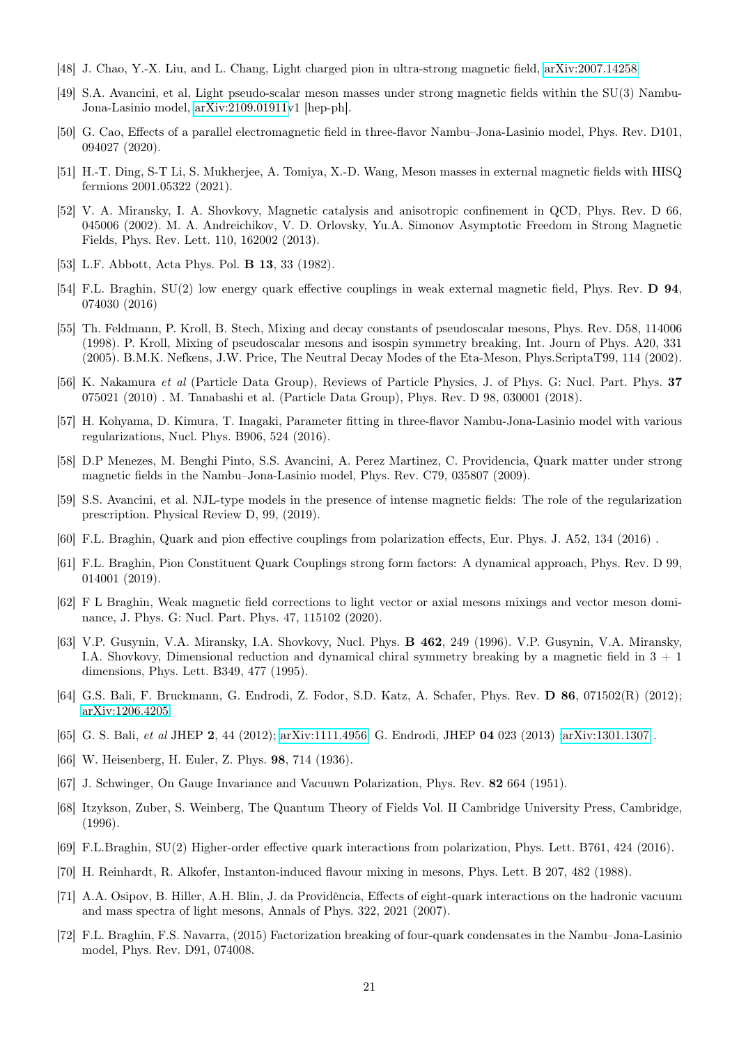[48] J. Chao, Y.-X. Liu, and L. Chang, Light charged pion in ultra-strong magnetic field, arXiv:2007.14258

[49] S.A. Avancini, et al, Light pseudo-scalar meson masses under strong magnetic fields within the SU(3) Nambu-Jona-Lasinio model, arXiv:2109.01911v1 [hep-ph].

[50] G. Cao, Effects of a parallel electromagnetic field in three-flavor Nambu–Jona-Lasinio model, Phys. Rev. D101, 094027 (2020).

[51] H.-T. Ding, S-T Li, S. Mukherjee, A. Tomiya, X.-D. Wang, Meson masses in external magnetic fields with HISQ fermions 2001.05322 (2021).

[52] V. A. Miransky, I. A. Shovkovy, Magnetic catalysis and anisotropic confinement in QCD, Phys. Rev. D 66, 045006 (2002). M. A. Andreichikov, V. D. Orlovsky, Yu.A. Simonov Asymptotic Freedom in Strong Magnetic Fields, Phys. Rev. Lett. 110, 162002 (2013).

[53] L.F. Abbott, Acta Phys. Pol. **B 13**, 33 (1982).

[54] F.L. Braghin, SU(2) low energy quark effective couplings in weak external magnetic field, Phys. Rev. **D 94**, 074030 (2016)

[55] Th. Feldmann, P. Kroll, B. Stech, Mixing and decay constants of pseudoscalar mesons, Phys. Rev. D58, 114006 (1998). P. Kroll, Mixing of pseudoscalar mesons and isospin symmetry breaking, Int. Journ of Phys. A20, 331 (2005). B.M.K. Nefkens, J.W. Price, The Neutral Decay Modes of the Eta-Meson, Phys.ScriptaT99, 114 (2002).

[56] K. Nakamura *et al* (Particle Data Group), Reviews of Particle Physics, J. of Phys. G: Nucl. Part. Phys. **37** 075021 (2010) . M. Tanabashi et al. (Particle Data Group), Phys. Rev. D 98, 030001 (2018).

[57] H. Kohyama, D. Kimura, T. Inagaki, Parameter fitting in three-flavor Nambu-Jona-Lasinio model with various regularizations, Nucl. Phys. B906, 524 (2016).

[58] D.P Menezes, M. Benghi Pinto, S.S. Avancini, A. Perez Martinez, C. Providencia, Quark matter under strong magnetic fields in the Nambu–Jona-Lasinio model, Phys. Rev. C79, 035807 (2009).

[59] S.S. Avancini, et al. NJL-type models in the presence of intense magnetic fields: The role of the regularization prescription. Physical Review D, 99, (2019).

[60] F.L. Braghin, Quark and pion effective couplings from polarization effects, Eur. Phys. J. A52, 134 (2016) .

[61] F.L. Braghin, Pion Constituent Quark Couplings strong form factors: A dynamical approach, Phys. Rev. D 99, 014001 (2019).

[62] F L Braghin, Weak magnetic field corrections to light vector or axial mesons mixings and vector meson dominance, J. Phys. G: Nucl. Part. Phys. 47, 115102 (2020).

[63] V.P. Gusynin, V.A. Miransky, I.A. Shovkovy, Nucl. Phys. **B 462**, 249 (1996). V.P. Gusynin, V.A. Miransky, I.A. Shovkovy, Dimensional reduction and dynamical chiral symmetry breaking by a magnetic field in 3 + 1 dimensions, Phys. Lett. B349, 477 (1995).

[64] G.S. Bali, F. Bruckmann, G. Endrodi, Z. Fodor, S.D. Katz, A. Schafer, Phys. Rev. **D 86**, 071502(R) (2012); arXiv:1206.4205

[65] G. S. Bali, *et al* JHEP **2**, 44 (2012); arXiv:1111.4956. G. Endrodi, JHEP **04** 023 (2013) ;arXiv:1301.1307 .

[66] W. Heisenberg, H. Euler, Z. Phys. **98**, 714 (1936).

[67] J. Schwinger, On Gauge Invariance and Vacuuwn Polarization, Phys. Rev. **82** 664 (1951).

[68] Itzykson, Zuber, S. Weinberg, The Quantum Theory of Fields Vol. II Cambridge University Press, Cambridge, (1996).

[69] F.L.Braghin, SU(2) Higher-order effective quark interactions from polarization, Phys. Lett. B761, 424 (2016).

[70] H. Reinhardt, R. Alkofer, Instanton-induced flavour mixing in mesons, Phys. Lett. B 207, 482 (1988).

[71] A.A. Osipov, B. Hiller, A.H. Blin, J. da Providência, Effects of eight-quark interactions on the hadronic vacuum and mass spectra of light mesons, Annals of Phys. 322, 2021 (2007).

[72] F.L. Braghin, F.S. Navarra, (2015) Factorization breaking of four-quark condensates in the Nambu–Jona-Lasinio model, Phys. Rev. D91, 074008.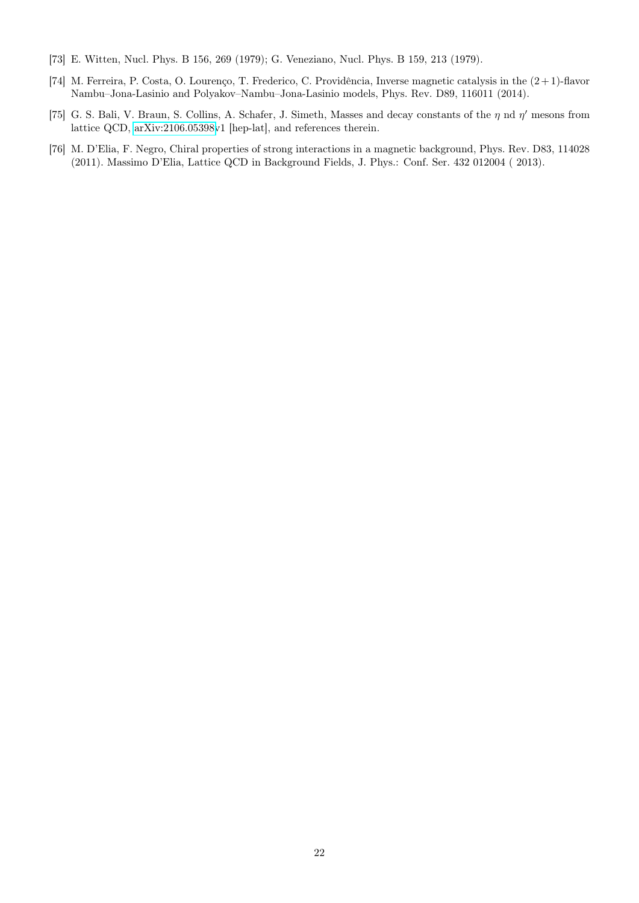[73] E. Witten, Nucl. Phys. B 156, 269 (1979); G. Veneziano, Nucl. Phys. B 159, 213 (1979).

[74] M. Ferreira, P. Costa, O. Lourenço, T. Frederico, C. Providência, Inverse magnetic catalysis in the $(2+1)$-flavor Nambu–Jona-Lasinio and Polyakov–Nambu–Jona-Lasinio models, Phys. Rev. D89, 116011 (2014).

[75] G. S. Bali, V. Braun, S. Collins, A. Schafer, J. Simeth, Masses and decay constants of the $\eta$ nd $\eta'$ mesons from lattice QCD, arXiv:2106.05398v1 [hep-lat], and references therein.

[76] M. D'Elia, F. Negro, Chiral properties of strong interactions in a magnetic background, Phys. Rev. D83, 114028 (2011). Massimo D'Elia, Lattice QCD in Background Fields, J. Phys.: Conf. Ser. 432 012004 ( 2013).